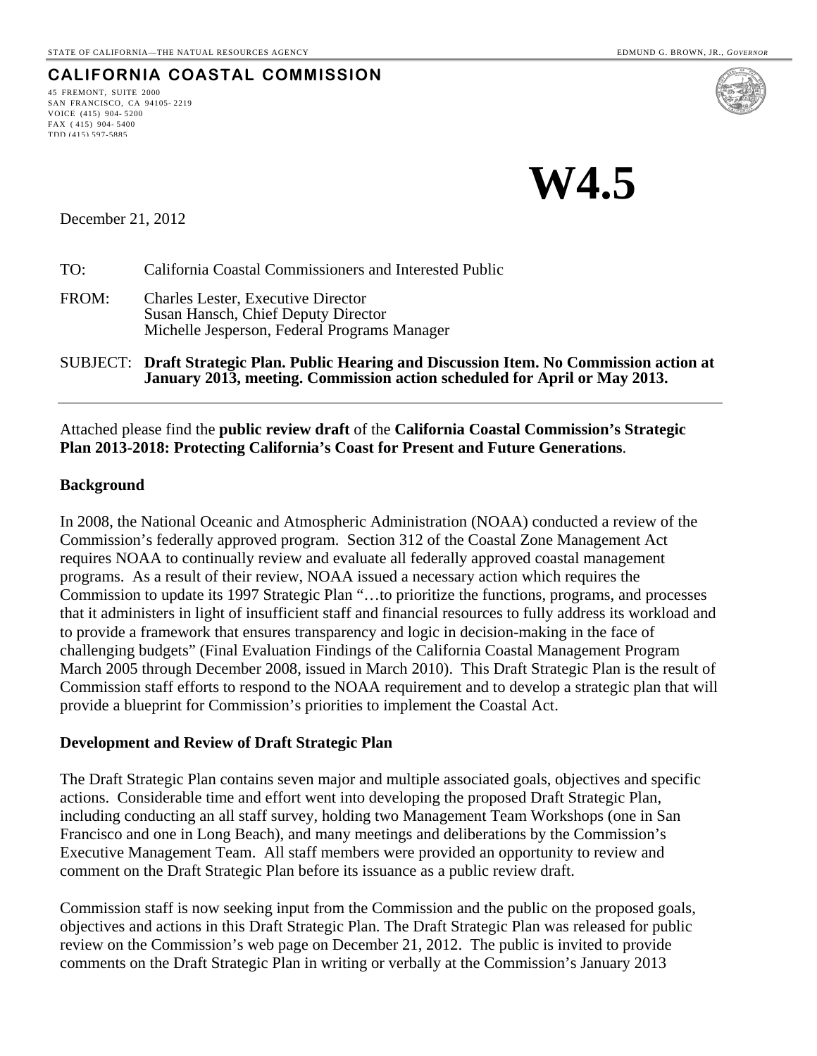STATE OF CALIFORNIA—THE NATURAL RESOURCES AGENCY EDMUND G. BROWN, JR., *GOVERNOR*

**CALIFORNIA COASTAL COMMISSION**

45 FREMONT, SUITE 2000
SAN FRANCISCO, CA 94105- 2219
VOICE (415) 904- 5200
FAX ( 415) 904- 5400
TDD (415) 597-5885

# W4.5

December 21, 2012

TO: California Coastal Commissioners and Interested Public

FROM: Charles Lester, Executive Director
Susan Hansch, Chief Deputy Director
Michelle Jesperson, Federal Programs Manager

SUBJECT: **Draft Strategic Plan. Public Hearing and Discussion Item. No Commission action at January 2013, meeting. Commission action scheduled for April or May 2013.**

---

Attached please find the **public review draft** of the **California Coastal Commission's Strategic Plan 2013-2018: Protecting California's Coast for Present and Future Generations**.

**Background**

In 2008, the National Oceanic and Atmospheric Administration (NOAA) conducted a review of the Commission's federally approved program. Section 312 of the Coastal Zone Management Act requires NOAA to continually review and evaluate all federally approved coastal management programs. As a result of their review, NOAA issued a necessary action which requires the Commission to update its 1997 Strategic Plan "…to prioritize the functions, programs, and processes that it administers in light of insufficient staff and financial resources to fully address its workload and to provide a framework that ensures transparency and logic in decision-making in the face of challenging budgets" (Final Evaluation Findings of the California Coastal Management Program March 2005 through December 2008, issued in March 2010). This Draft Strategic Plan is the result of Commission staff efforts to respond to the NOAA requirement and to develop a strategic plan that will provide a blueprint for Commission's priorities to implement the Coastal Act.

**Development and Review of Draft Strategic Plan**

The Draft Strategic Plan contains seven major and multiple associated goals, objectives and specific actions. Considerable time and effort went into developing the proposed Draft Strategic Plan, including conducting an all staff survey, holding two Management Team Workshops (one in San Francisco and one in Long Beach), and many meetings and deliberations by the Commission's Executive Management Team. All staff members were provided an opportunity to review and comment on the Draft Strategic Plan before its issuance as a public review draft.

Commission staff is now seeking input from the Commission and the public on the proposed goals, objectives and actions in this Draft Strategic Plan. The Draft Strategic Plan was released for public review on the Commission's web page on December 21, 2012. The public is invited to provide comments on the Draft Strategic Plan in writing or verbally at the Commission's January 2013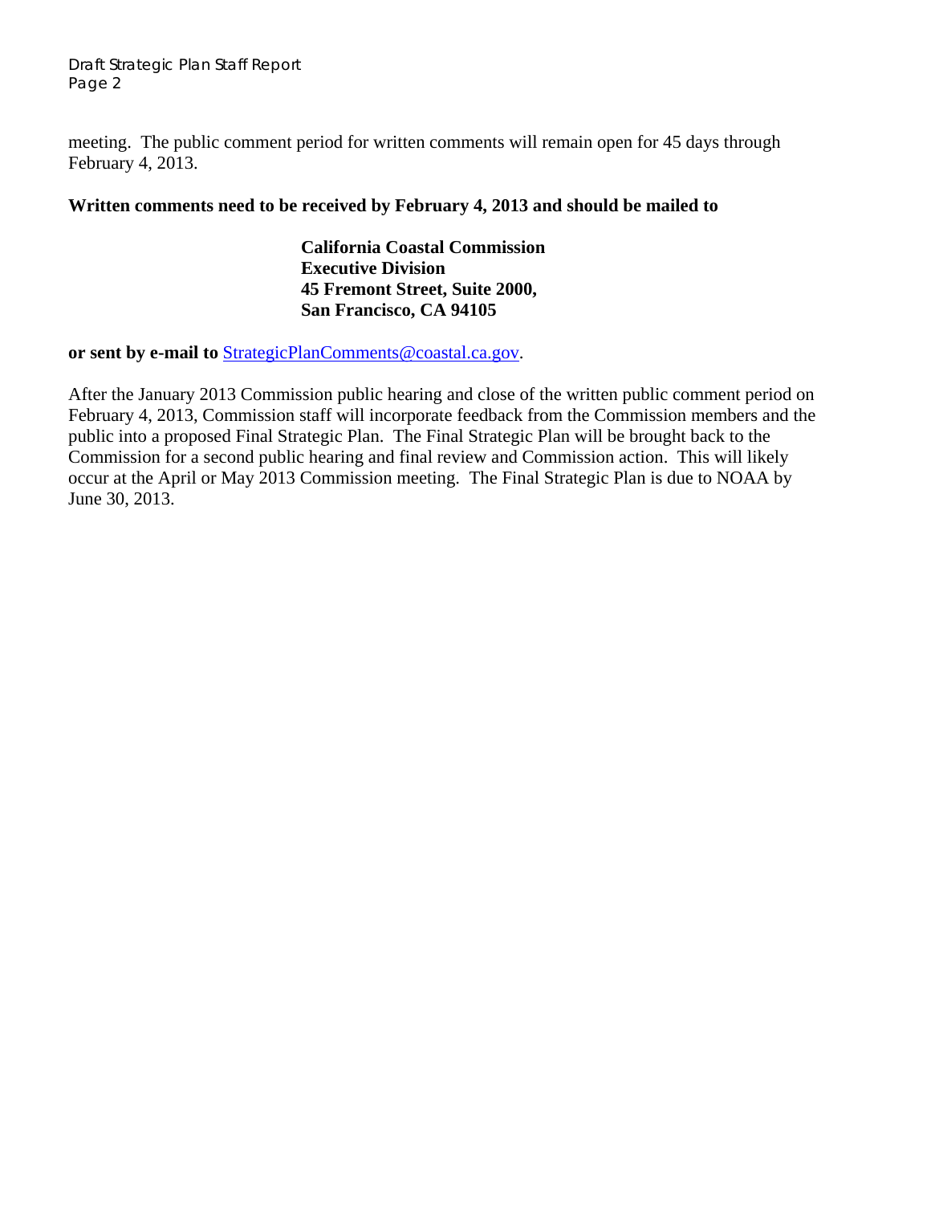meeting. The public comment period for written comments will remain open for 45 days through February 4, 2013.

**Written comments need to be received by February 4, 2013 and should be mailed to**

> **California Coastal Commission**
> **Executive Division**
> **45 Fremont Street, Suite 2000,**
> **San Francisco, CA 94105**

**or sent by e-mail to** StrategicPlanComments@coastal.ca.gov.

After the January 2013 Commission public hearing and close of the written public comment period on February 4, 2013, Commission staff will incorporate feedback from the Commission members and the public into a proposed Final Strategic Plan. The Final Strategic Plan will be brought back to the Commission for a second public hearing and final review and Commission action. This will likely occur at the April or May 2013 Commission meeting. The Final Strategic Plan is due to NOAA by June 30, 2013.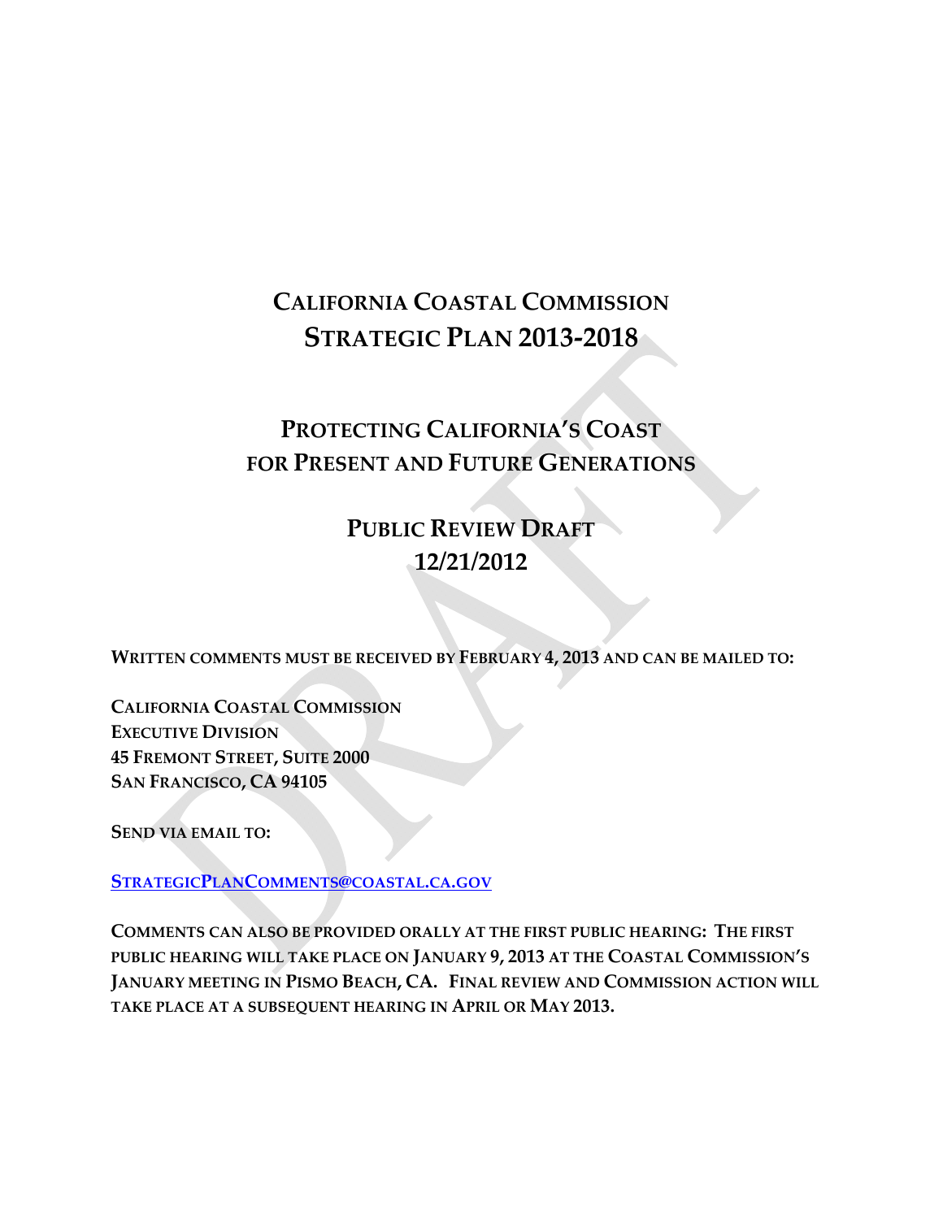# CALIFORNIA COASTAL COMMISSION
# STRATEGIC PLAN 2013-2018

## PROTECTING CALIFORNIA'S COAST FOR PRESENT AND FUTURE GENERATIONS

## PUBLIC REVIEW DRAFT
## 12/21/2012

**WRITTEN COMMENTS MUST BE RECEIVED BY FEBRUARY 4, 2013 AND CAN BE MAILED TO:**

**CALIFORNIA COASTAL COMMISSION**
**EXECUTIVE DIVISION**
**45 FREMONT STREET, SUITE 2000**
**SAN FRANCISCO, CA 94105**

**SEND VIA EMAIL TO:**

**STRATEGICPLANCOMMENTS@COASTAL.CA.GOV**

**COMMENTS CAN ALSO BE PROVIDED ORALLY AT THE FIRST PUBLIC HEARING: THE FIRST PUBLIC HEARING WILL TAKE PLACE ON JANUARY 9, 2013 AT THE COASTAL COMMISSION'S JANUARY MEETING IN PISMO BEACH, CA. FINAL REVIEW AND COMMISSION ACTION WILL TAKE PLACE AT A SUBSEQUENT HEARING IN APRIL OR MAY 2013.**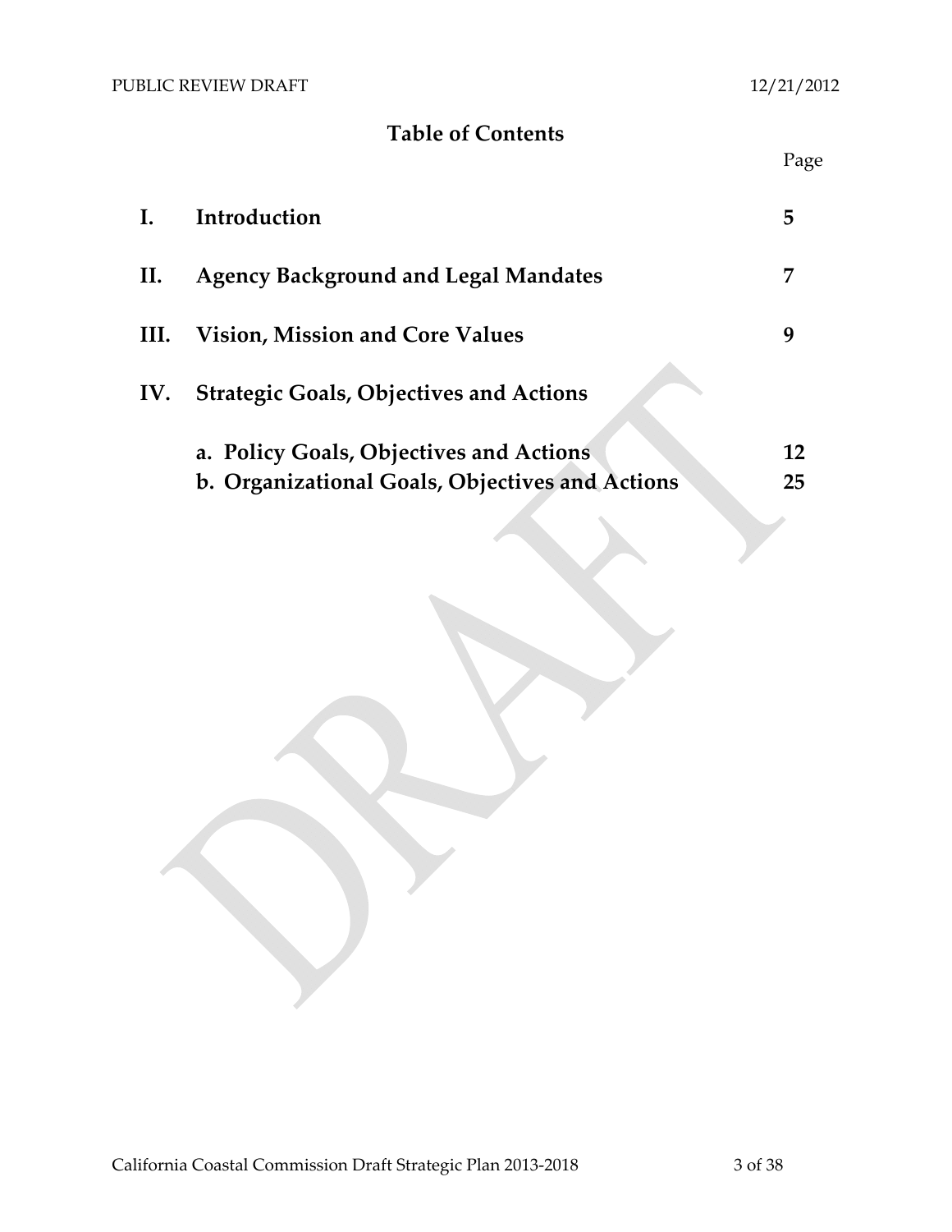# Table of Contents

| | | Page |
|---|---|---|
| **I.** | **Introduction** | **5** |
| **II.** | **Agency Background and Legal Mandates** | **7** |
| **III.** | **Vision, Mission and Core Values** | **9** |
| **IV.** | **Strategic Goals, Objectives and Actions** | |
| | **a. Policy Goals, Objectives and Actions** | **12** |
| | **b. Organizational Goals, Objectives and Actions** | **25** |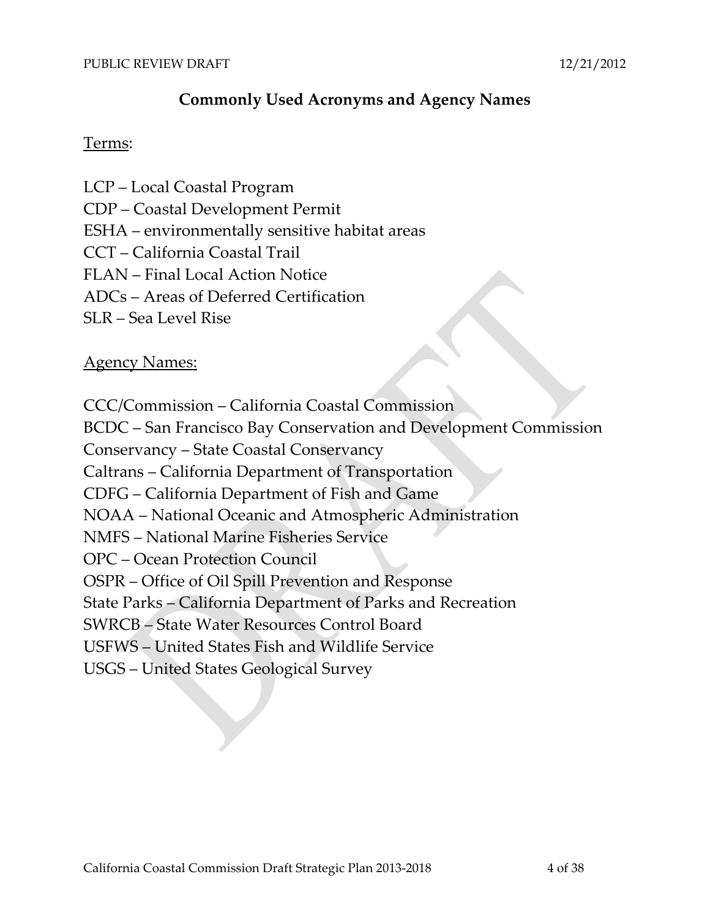## Commonly Used Acronyms and Agency Names

Terms:

LCP – Local Coastal Program
CDP – Coastal Development Permit
ESHA – environmentally sensitive habitat areas
CCT – California Coastal Trail
FLAN – Final Local Action Notice
ADCs – Areas of Deferred Certification
SLR – Sea Level Rise

Agency Names:

CCC/Commission – California Coastal Commission
BCDC – San Francisco Bay Conservation and Development Commission
Conservancy – State Coastal Conservancy
Caltrans – California Department of Transportation
CDFG – California Department of Fish and Game
NOAA – National Oceanic and Atmospheric Administration
NMFS – National Marine Fisheries Service
OPC – Ocean Protection Council
OSPR – Office of Oil Spill Prevention and Response
State Parks – California Department of Parks and Recreation
SWRCB – State Water Resources Control Board
USFWS – United States Fish and Wildlife Service
USGS – United States Geological Survey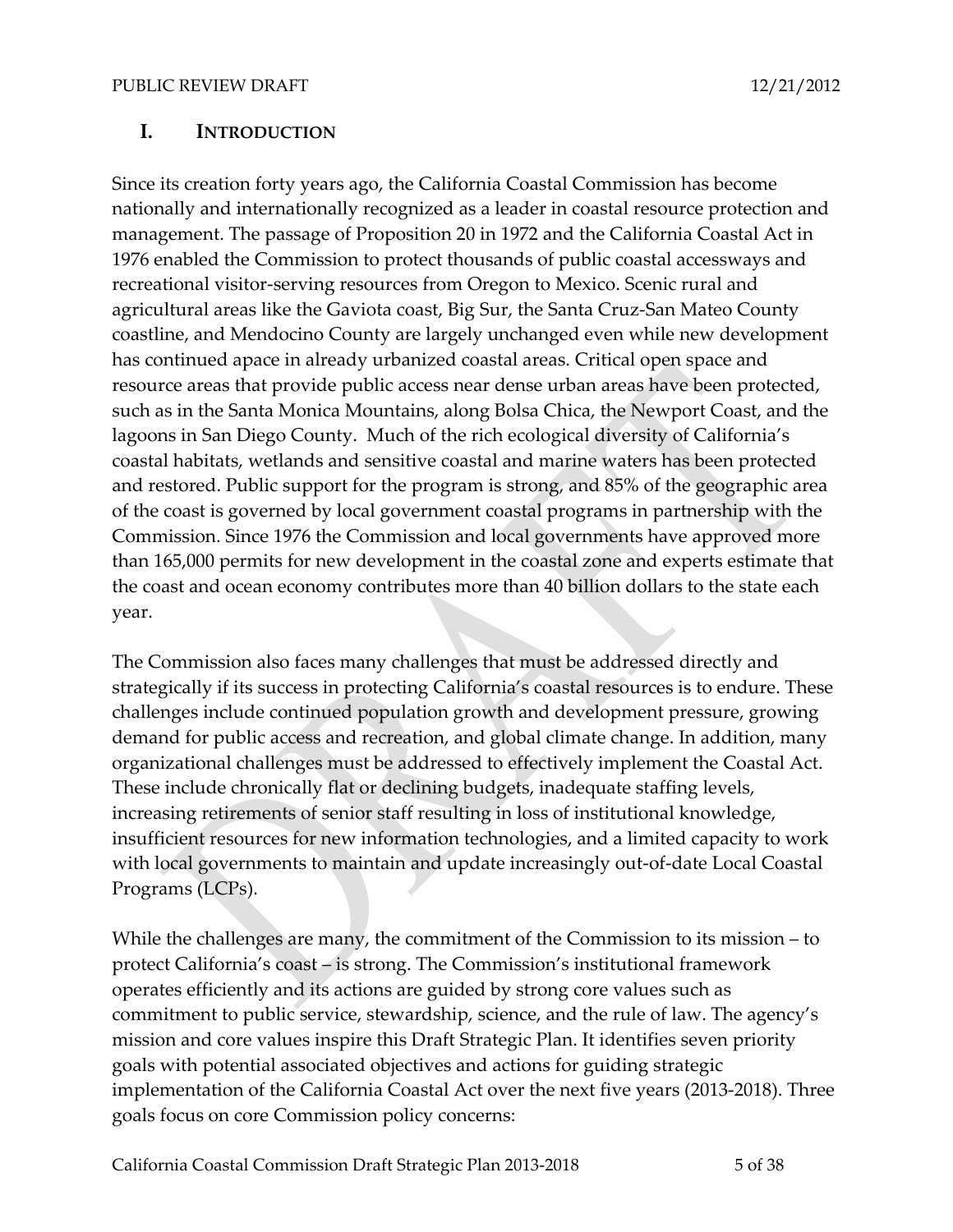## I. INTRODUCTION

Since its creation forty years ago, the California Coastal Commission has become nationally and internationally recognized as a leader in coastal resource protection and management. The passage of Proposition 20 in 1972 and the California Coastal Act in 1976 enabled the Commission to protect thousands of public coastal accessways and recreational visitor-serving resources from Oregon to Mexico. Scenic rural and agricultural areas like the Gaviota coast, Big Sur, the Santa Cruz-San Mateo County coastline, and Mendocino County are largely unchanged even while new development has continued apace in already urbanized coastal areas. Critical open space and resource areas that provide public access near dense urban areas have been protected, such as in the Santa Monica Mountains, along Bolsa Chica, the Newport Coast, and the lagoons in San Diego County. Much of the rich ecological diversity of California's coastal habitats, wetlands and sensitive coastal and marine waters has been protected and restored. Public support for the program is strong, and 85% of the geographic area of the coast is governed by local government coastal programs in partnership with the Commission. Since 1976 the Commission and local governments have approved more than 165,000 permits for new development in the coastal zone and experts estimate that the coast and ocean economy contributes more than 40 billion dollars to the state each year.

The Commission also faces many challenges that must be addressed directly and strategically if its success in protecting California's coastal resources is to endure. These challenges include continued population growth and development pressure, growing demand for public access and recreation, and global climate change. In addition, many organizational challenges must be addressed to effectively implement the Coastal Act. These include chronically flat or declining budgets, inadequate staffing levels, increasing retirements of senior staff resulting in loss of institutional knowledge, insufficient resources for new information technologies, and a limited capacity to work with local governments to maintain and update increasingly out-of-date Local Coastal Programs (LCPs).

While the challenges are many, the commitment of the Commission to its mission – to protect California's coast – is strong. The Commission's institutional framework operates efficiently and its actions are guided by strong core values such as commitment to public service, stewardship, science, and the rule of law. The agency's mission and core values inspire this Draft Strategic Plan. It identifies seven priority goals with potential associated objectives and actions for guiding strategic implementation of the California Coastal Act over the next five years (2013-2018). Three goals focus on core Commission policy concerns: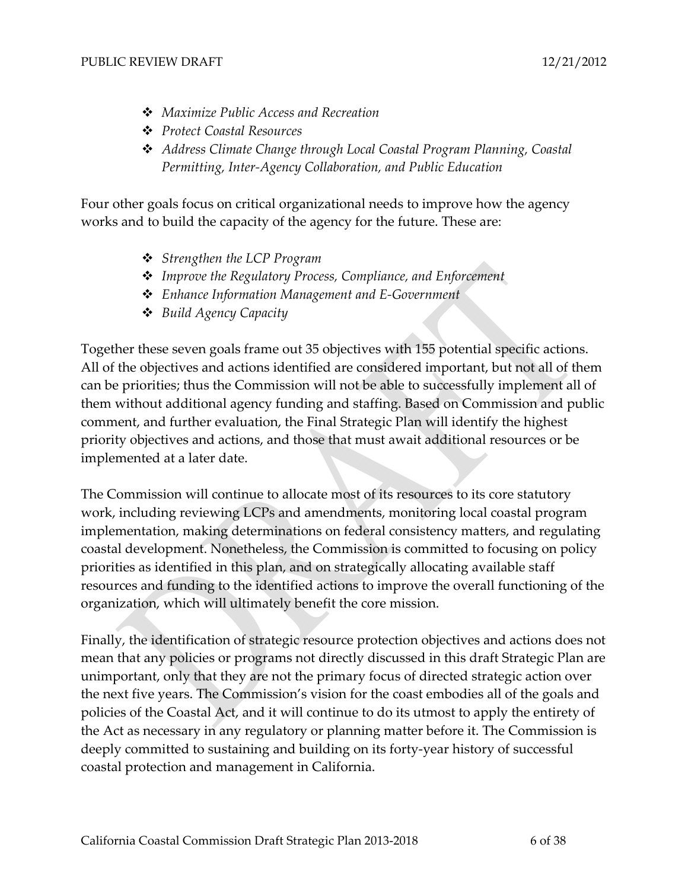- *Maximize Public Access and Recreation*
- *Protect Coastal Resources*
- *Address Climate Change through Local Coastal Program Planning, Coastal Permitting, Inter-Agency Collaboration, and Public Education*

Four other goals focus on critical organizational needs to improve how the agency works and to build the capacity of the agency for the future. These are:

- *Strengthen the LCP Program*
- *Improve the Regulatory Process, Compliance, and Enforcement*
- *Enhance Information Management and E-Government*
- *Build Agency Capacity*

Together these seven goals frame out 35 objectives with 155 potential specific actions. All of the objectives and actions identified are considered important, but not all of them can be priorities; thus the Commission will not be able to successfully implement all of them without additional agency funding and staffing. Based on Commission and public comment, and further evaluation, the Final Strategic Plan will identify the highest priority objectives and actions, and those that must await additional resources or be implemented at a later date.

The Commission will continue to allocate most of its resources to its core statutory work, including reviewing LCPs and amendments, monitoring local coastal program implementation, making determinations on federal consistency matters, and regulating coastal development. Nonetheless, the Commission is committed to focusing on policy priorities as identified in this plan, and on strategically allocating available staff resources and funding to the identified actions to improve the overall functioning of the organization, which will ultimately benefit the core mission.

Finally, the identification of strategic resource protection objectives and actions does not mean that any policies or programs not directly discussed in this draft Strategic Plan are unimportant, only that they are not the primary focus of directed strategic action over the next five years. The Commission's vision for the coast embodies all of the goals and policies of the Coastal Act, and it will continue to do its utmost to apply the entirety of the Act as necessary in any regulatory or planning matter before it. The Commission is deeply committed to sustaining and building on its forty-year history of successful coastal protection and management in California.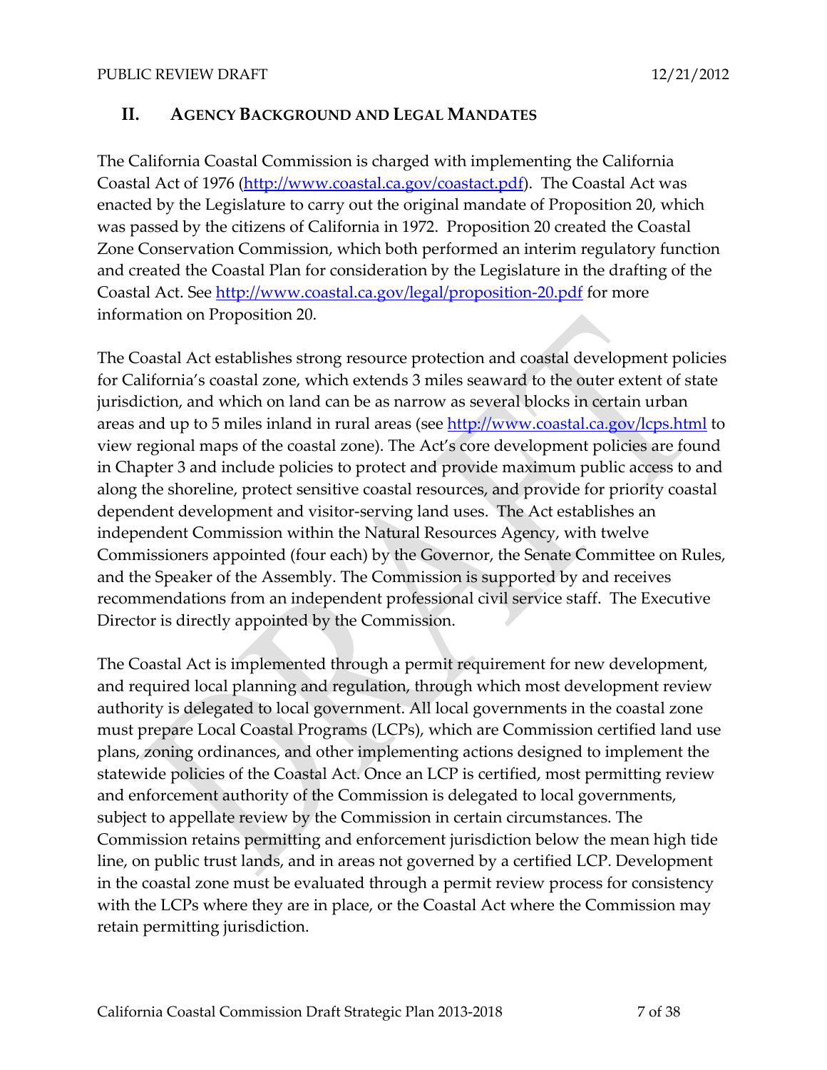## II. AGENCY BACKGROUND AND LEGAL MANDATES

The California Coastal Commission is charged with implementing the California Coastal Act of 1976 (http://www.coastal.ca.gov/coastact.pdf). The Coastal Act was enacted by the Legislature to carry out the original mandate of Proposition 20, which was passed by the citizens of California in 1972. Proposition 20 created the Coastal Zone Conservation Commission, which both performed an interim regulatory function and created the Coastal Plan for consideration by the Legislature in the drafting of the Coastal Act. See http://www.coastal.ca.gov/legal/proposition-20.pdf for more information on Proposition 20.

The Coastal Act establishes strong resource protection and coastal development policies for California's coastal zone, which extends 3 miles seaward to the outer extent of state jurisdiction, and which on land can be as narrow as several blocks in certain urban areas and up to 5 miles inland in rural areas (see http://www.coastal.ca.gov/lcps.html to view regional maps of the coastal zone). The Act's core development policies are found in Chapter 3 and include policies to protect and provide maximum public access to and along the shoreline, protect sensitive coastal resources, and provide for priority coastal dependent development and visitor-serving land uses. The Act establishes an independent Commission within the Natural Resources Agency, with twelve Commissioners appointed (four each) by the Governor, the Senate Committee on Rules, and the Speaker of the Assembly. The Commission is supported by and receives recommendations from an independent professional civil service staff. The Executive Director is directly appointed by the Commission.

The Coastal Act is implemented through a permit requirement for new development, and required local planning and regulation, through which most development review authority is delegated to local government. All local governments in the coastal zone must prepare Local Coastal Programs (LCPs), which are Commission certified land use plans, zoning ordinances, and other implementing actions designed to implement the statewide policies of the Coastal Act. Once an LCP is certified, most permitting review and enforcement authority of the Commission is delegated to local governments, subject to appellate review by the Commission in certain circumstances. The Commission retains permitting and enforcement jurisdiction below the mean high tide line, on public trust lands, and in areas not governed by a certified LCP. Development in the coastal zone must be evaluated through a permit review process for consistency with the LCPs where they are in place, or the Coastal Act where the Commission may retain permitting jurisdiction.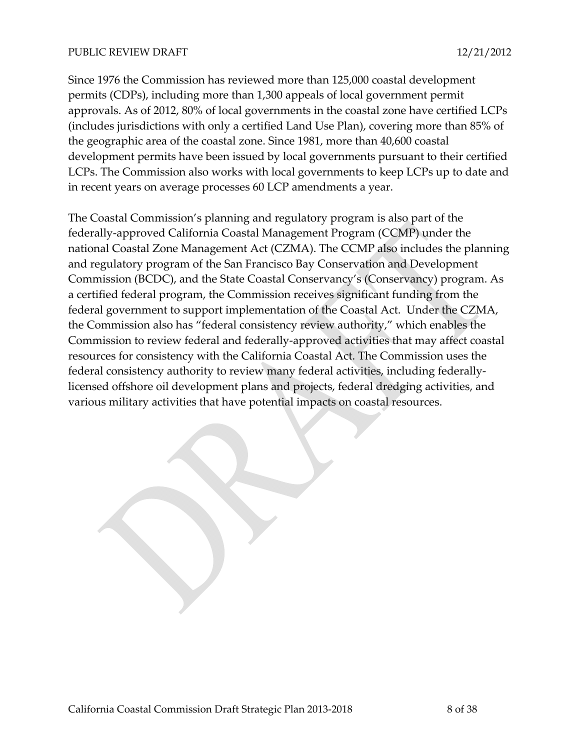Since 1976 the Commission has reviewed more than 125,000 coastal development permits (CDPs), including more than 1,300 appeals of local government permit approvals. As of 2012, 80% of local governments in the coastal zone have certified LCPs (includes jurisdictions with only a certified Land Use Plan), covering more than 85% of the geographic area of the coastal zone. Since 1981, more than 40,600 coastal development permits have been issued by local governments pursuant to their certified LCPs. The Commission also works with local governments to keep LCPs up to date and in recent years on average processes 60 LCP amendments a year.

The Coastal Commission's planning and regulatory program is also part of the federally-approved California Coastal Management Program (CCMP) under the national Coastal Zone Management Act (CZMA). The CCMP also includes the planning and regulatory program of the San Francisco Bay Conservation and Development Commission (BCDC), and the State Coastal Conservancy's (Conservancy) program. As a certified federal program, the Commission receives significant funding from the federal government to support implementation of the Coastal Act. Under the CZMA, the Commission also has "federal consistency review authority," which enables the Commission to review federal and federally-approved activities that may affect coastal resources for consistency with the California Coastal Act. The Commission uses the federal consistency authority to review many federal activities, including federally-licensed offshore oil development plans and projects, federal dredging activities, and various military activities that have potential impacts on coastal resources.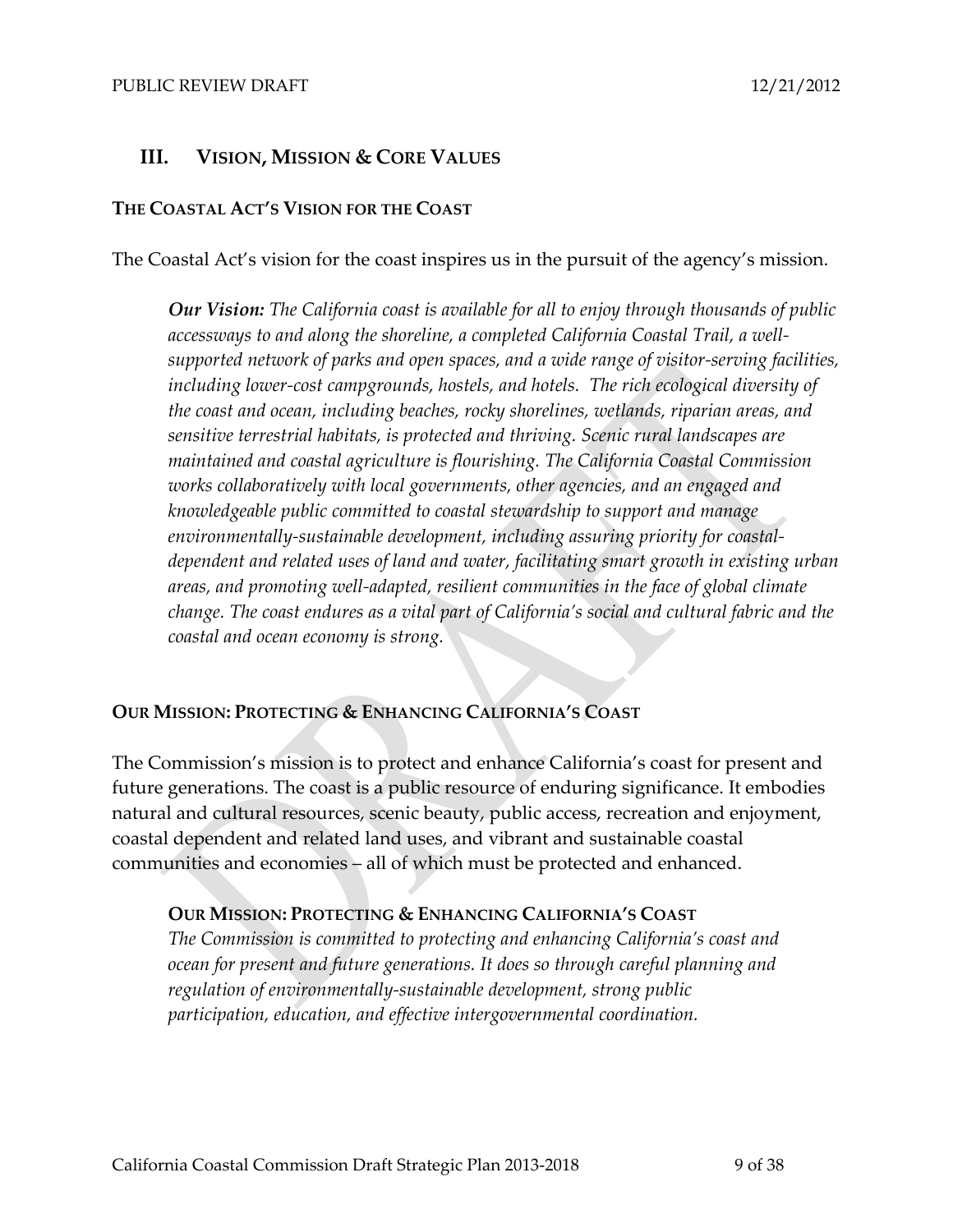## III. Vision, Mission & Core Values

### The Coastal Act's Vision for the Coast

The Coastal Act's vision for the coast inspires us in the pursuit of the agency's mission.

> ***Our Vision:*** *The California coast is available for all to enjoy through thousands of public accessways to and along the shoreline, a completed California Coastal Trail, a well-supported network of parks and open spaces, and a wide range of visitor-serving facilities, including lower-cost campgrounds, hostels, and hotels. The rich ecological diversity of the coast and ocean, including beaches, rocky shorelines, wetlands, riparian areas, and sensitive terrestrial habitats, is protected and thriving. Scenic rural landscapes are maintained and coastal agriculture is flourishing. The California Coastal Commission works collaboratively with local governments, other agencies, and an engaged and knowledgeable public committed to coastal stewardship to support and manage environmentally-sustainable development, including assuring priority for coastal-dependent and related uses of land and water, facilitating smart growth in existing urban areas, and promoting well-adapted, resilient communities in the face of global climate change. The coast endures as a vital part of California's social and cultural fabric and the coastal and ocean economy is strong.*

### Our Mission: Protecting & Enhancing California's Coast

The Commission's mission is to protect and enhance California's coast for present and future generations. The coast is a public resource of enduring significance. It embodies natural and cultural resources, scenic beauty, public access, recreation and enjoyment, coastal dependent and related land uses, and vibrant and sustainable coastal communities and economies – all of which must be protected and enhanced.

> **Our Mission: Protecting & Enhancing California's Coast**
> *The Commission is committed to protecting and enhancing California's coast and ocean for present and future generations. It does so through careful planning and regulation of environmentally-sustainable development, strong public participation, education, and effective intergovernmental coordination.*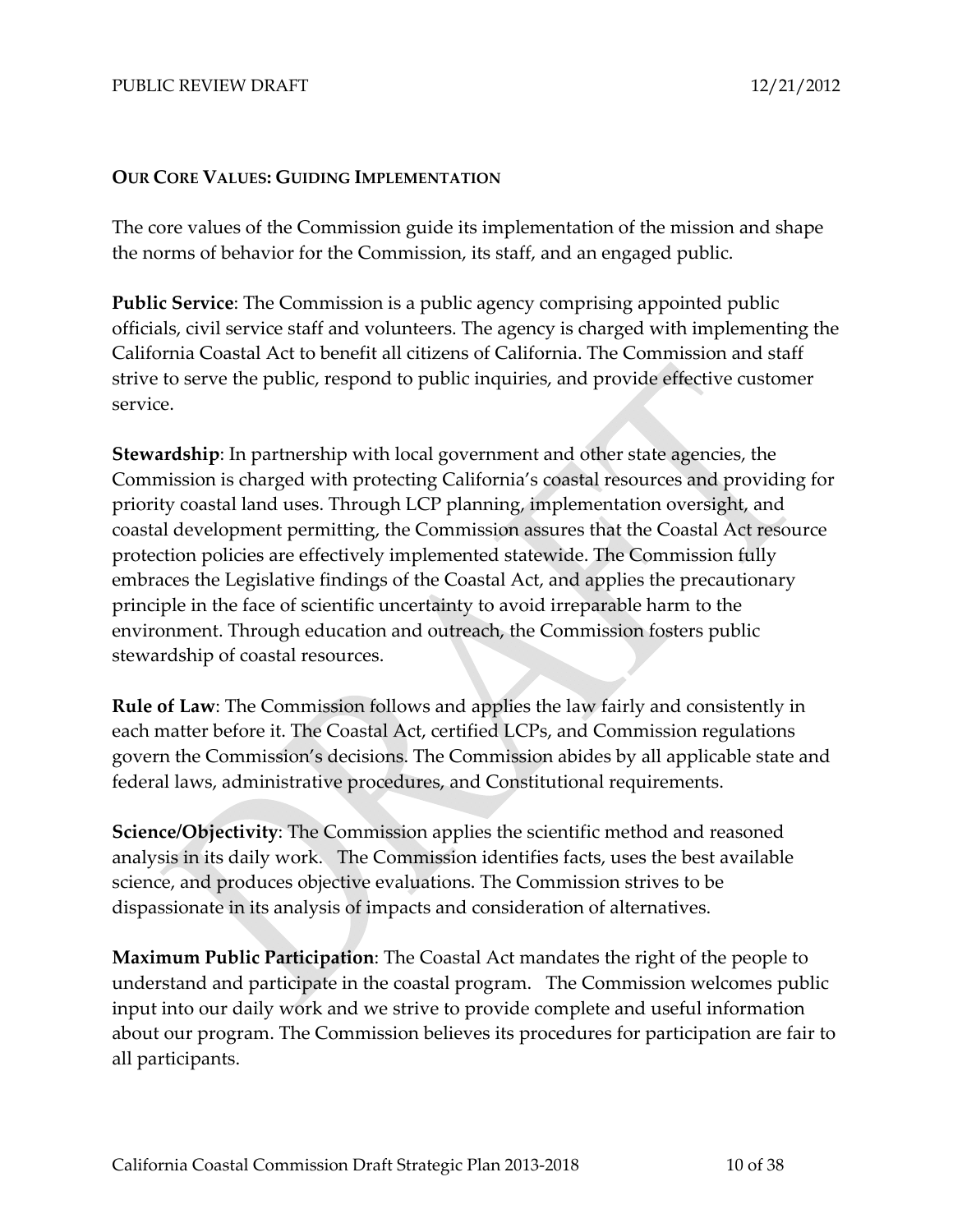## OUR CORE VALUES: GUIDING IMPLEMENTATION

The core values of the Commission guide its implementation of the mission and shape the norms of behavior for the Commission, its staff, and an engaged public.

**Public Service**: The Commission is a public agency comprising appointed public officials, civil service staff and volunteers. The agency is charged with implementing the California Coastal Act to benefit all citizens of California. The Commission and staff strive to serve the public, respond to public inquiries, and provide effective customer service.

**Stewardship**: In partnership with local government and other state agencies, the Commission is charged with protecting California's coastal resources and providing for priority coastal land uses. Through LCP planning, implementation oversight, and coastal development permitting, the Commission assures that the Coastal Act resource protection policies are effectively implemented statewide. The Commission fully embraces the Legislative findings of the Coastal Act, and applies the precautionary principle in the face of scientific uncertainty to avoid irreparable harm to the environment. Through education and outreach, the Commission fosters public stewardship of coastal resources.

**Rule of Law**: The Commission follows and applies the law fairly and consistently in each matter before it. The Coastal Act, certified LCPs, and Commission regulations govern the Commission's decisions. The Commission abides by all applicable state and federal laws, administrative procedures, and Constitutional requirements.

**Science/Objectivity**: The Commission applies the scientific method and reasoned analysis in its daily work. The Commission identifies facts, uses the best available science, and produces objective evaluations. The Commission strives to be dispassionate in its analysis of impacts and consideration of alternatives.

**Maximum Public Participation**: The Coastal Act mandates the right of the people to understand and participate in the coastal program. The Commission welcomes public input into our daily work and we strive to provide complete and useful information about our program. The Commission believes its procedures for participation are fair to all participants.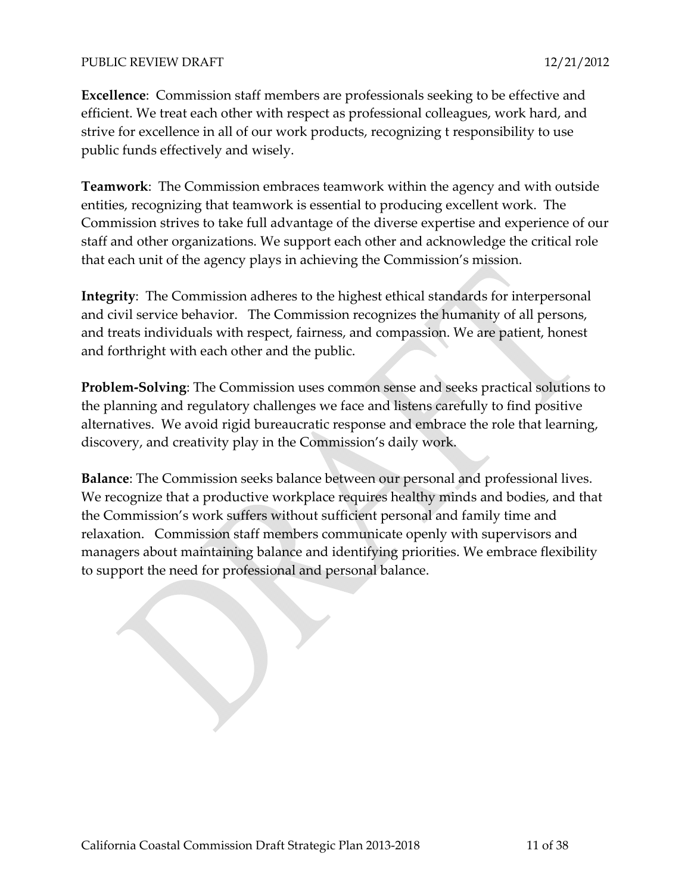**Excellence**: Commission staff members are professionals seeking to be effective and efficient. We treat each other with respect as professional colleagues, work hard, and strive for excellence in all of our work products, recognizing t responsibility to use public funds effectively and wisely.

**Teamwork**: The Commission embraces teamwork within the agency and with outside entities, recognizing that teamwork is essential to producing excellent work. The Commission strives to take full advantage of the diverse expertise and experience of our staff and other organizations. We support each other and acknowledge the critical role that each unit of the agency plays in achieving the Commission's mission.

**Integrity**: The Commission adheres to the highest ethical standards for interpersonal and civil service behavior. The Commission recognizes the humanity of all persons, and treats individuals with respect, fairness, and compassion. We are patient, honest and forthright with each other and the public.

**Problem-Solving**: The Commission uses common sense and seeks practical solutions to the planning and regulatory challenges we face and listens carefully to find positive alternatives. We avoid rigid bureaucratic response and embrace the role that learning, discovery, and creativity play in the Commission's daily work.

**Balance**: The Commission seeks balance between our personal and professional lives. We recognize that a productive workplace requires healthy minds and bodies, and that the Commission's work suffers without sufficient personal and family time and relaxation. Commission staff members communicate openly with supervisors and managers about maintaining balance and identifying priorities. We embrace flexibility to support the need for professional and personal balance.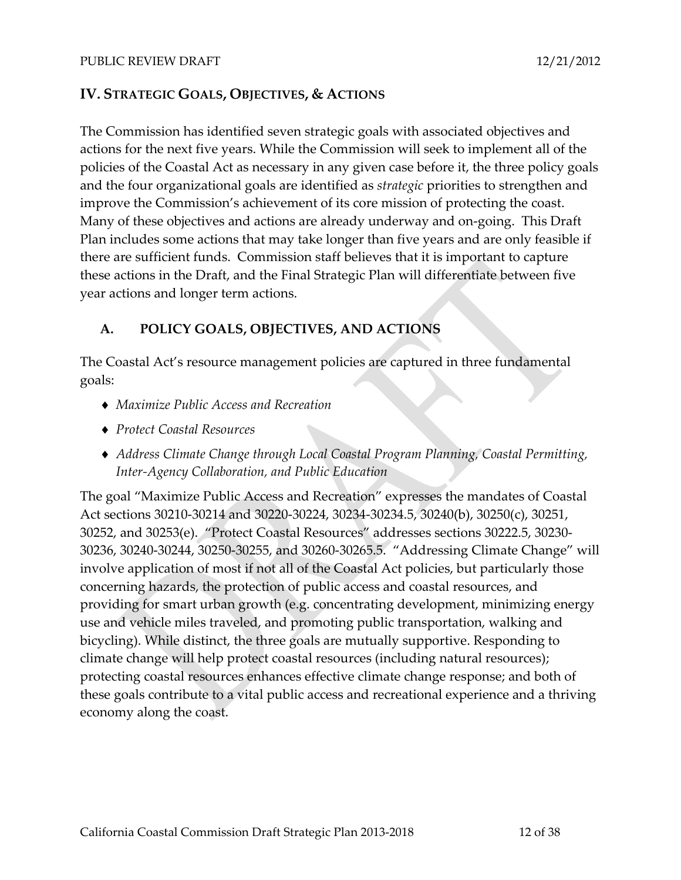## IV. STRATEGIC GOALS, OBJECTIVES, & ACTIONS

The Commission has identified seven strategic goals with associated objectives and actions for the next five years. While the Commission will seek to implement all of the policies of the Coastal Act as necessary in any given case before it, the three policy goals and the four organizational goals are identified as *strategic* priorities to strengthen and improve the Commission's achievement of its core mission of protecting the coast. Many of these objectives and actions are already underway and on-going. This Draft Plan includes some actions that may take longer than five years and are only feasible if there are sufficient funds. Commission staff believes that it is important to capture these actions in the Draft, and the Final Strategic Plan will differentiate between five year actions and longer term actions.

### A. POLICY GOALS, OBJECTIVES, AND ACTIONS

The Coastal Act's resource management policies are captured in three fundamental goals:

- *Maximize Public Access and Recreation*
- *Protect Coastal Resources*
- *Address Climate Change through Local Coastal Program Planning, Coastal Permitting, Inter-Agency Collaboration, and Public Education*

The goal "Maximize Public Access and Recreation" expresses the mandates of Coastal Act sections 30210-30214 and 30220-30224, 30234-30234.5, 30240(b), 30250(c), 30251, 30252, and 30253(e). "Protect Coastal Resources" addresses sections 30222.5, 30230-30236, 30240-30244, 30250-30255, and 30260-30265.5. "Addressing Climate Change" will involve application of most if not all of the Coastal Act policies, but particularly those concerning hazards, the protection of public access and coastal resources, and providing for smart urban growth (e.g. concentrating development, minimizing energy use and vehicle miles traveled, and promoting public transportation, walking and bicycling). While distinct, the three goals are mutually supportive. Responding to climate change will help protect coastal resources (including natural resources); protecting coastal resources enhances effective climate change response; and both of these goals contribute to a vital public access and recreational experience and a thriving economy along the coast.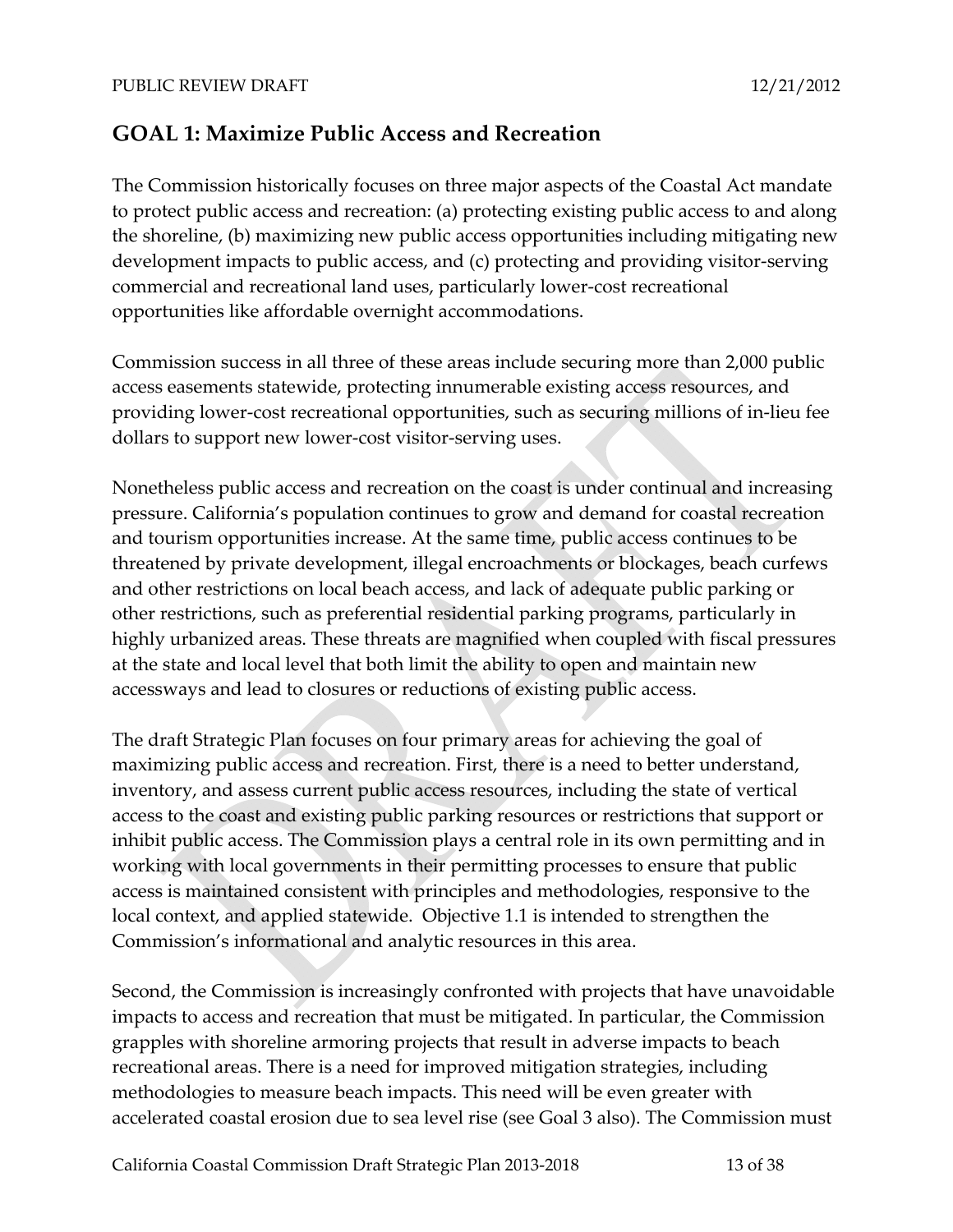## GOAL 1: Maximize Public Access and Recreation

The Commission historically focuses on three major aspects of the Coastal Act mandate to protect public access and recreation: (a) protecting existing public access to and along the shoreline, (b) maximizing new public access opportunities including mitigating new development impacts to public access, and (c) protecting and providing visitor-serving commercial and recreational land uses, particularly lower-cost recreational opportunities like affordable overnight accommodations.

Commission success in all three of these areas include securing more than 2,000 public access easements statewide, protecting innumerable existing access resources, and providing lower-cost recreational opportunities, such as securing millions of in-lieu fee dollars to support new lower-cost visitor-serving uses.

Nonetheless public access and recreation on the coast is under continual and increasing pressure. California's population continues to grow and demand for coastal recreation and tourism opportunities increase. At the same time, public access continues to be threatened by private development, illegal encroachments or blockages, beach curfews and other restrictions on local beach access, and lack of adequate public parking or other restrictions, such as preferential residential parking programs, particularly in highly urbanized areas. These threats are magnified when coupled with fiscal pressures at the state and local level that both limit the ability to open and maintain new accessways and lead to closures or reductions of existing public access.

The draft Strategic Plan focuses on four primary areas for achieving the goal of maximizing public access and recreation. First, there is a need to better understand, inventory, and assess current public access resources, including the state of vertical access to the coast and existing public parking resources or restrictions that support or inhibit public access. The Commission plays a central role in its own permitting and in working with local governments in their permitting processes to ensure that public access is maintained consistent with principles and methodologies, responsive to the local context, and applied statewide. Objective 1.1 is intended to strengthen the Commission's informational and analytic resources in this area.

Second, the Commission is increasingly confronted with projects that have unavoidable impacts to access and recreation that must be mitigated. In particular, the Commission grapples with shoreline armoring projects that result in adverse impacts to beach recreational areas. There is a need for improved mitigation strategies, including methodologies to measure beach impacts. This need will be even greater with accelerated coastal erosion due to sea level rise (see Goal 3 also). The Commission must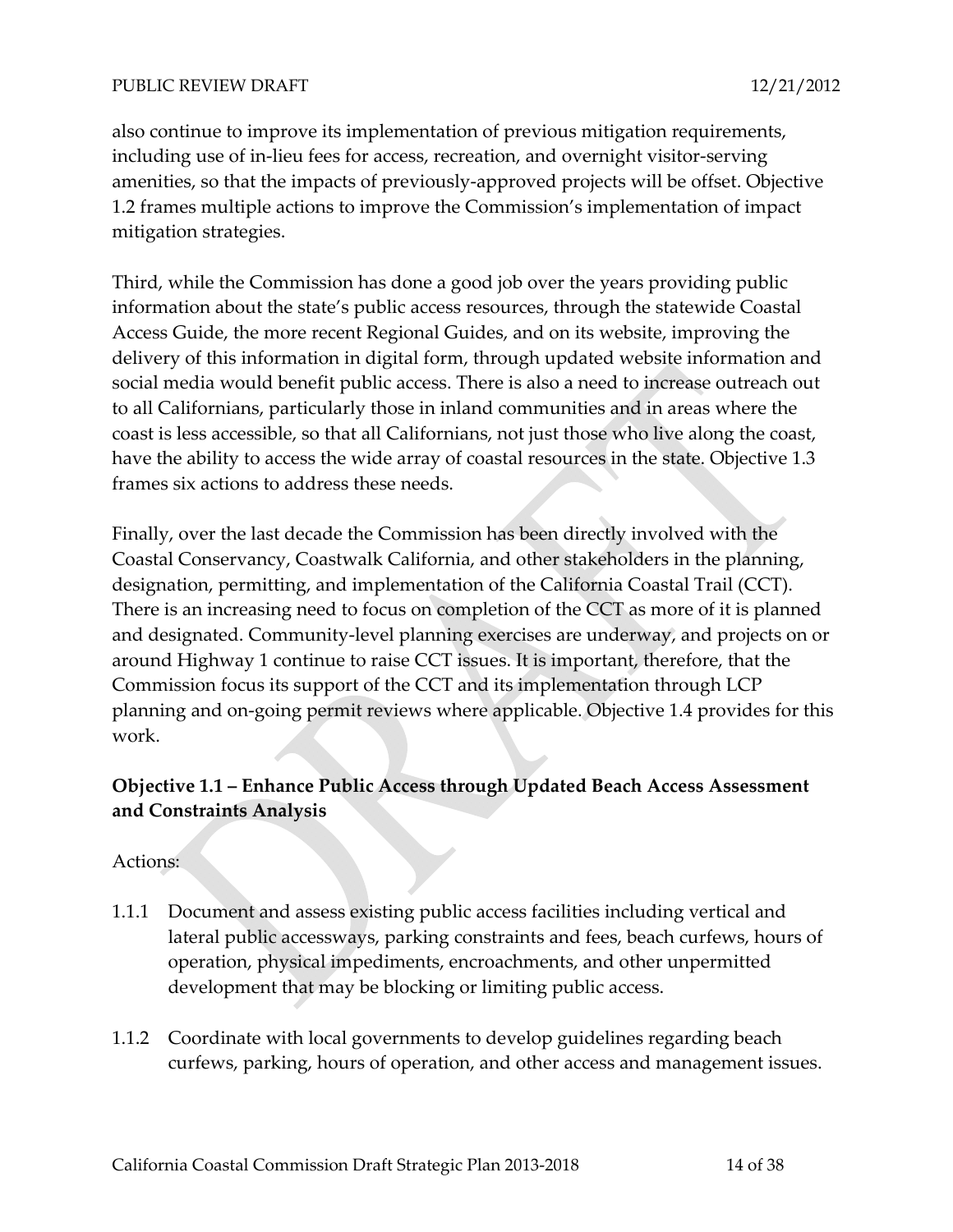also continue to improve its implementation of previous mitigation requirements, including use of in-lieu fees for access, recreation, and overnight visitor-serving amenities, so that the impacts of previously-approved projects will be offset. Objective 1.2 frames multiple actions to improve the Commission's implementation of impact mitigation strategies.

Third, while the Commission has done a good job over the years providing public information about the state's public access resources, through the statewide Coastal Access Guide, the more recent Regional Guides, and on its website, improving the delivery of this information in digital form, through updated website information and social media would benefit public access. There is also a need to increase outreach out to all Californians, particularly those in inland communities and in areas where the coast is less accessible, so that all Californians, not just those who live along the coast, have the ability to access the wide array of coastal resources in the state. Objective 1.3 frames six actions to address these needs.

Finally, over the last decade the Commission has been directly involved with the Coastal Conservancy, Coastwalk California, and other stakeholders in the planning, designation, permitting, and implementation of the California Coastal Trail (CCT). There is an increasing need to focus on completion of the CCT as more of it is planned and designated. Community-level planning exercises are underway, and projects on or around Highway 1 continue to raise CCT issues. It is important, therefore, that the Commission focus its support of the CCT and its implementation through LCP planning and on-going permit reviews where applicable. Objective 1.4 provides for this work.

**Objective 1.1 – Enhance Public Access through Updated Beach Access Assessment and Constraints Analysis**

Actions:

1.1.1 Document and assess existing public access facilities including vertical and lateral public accessways, parking constraints and fees, beach curfews, hours of operation, physical impediments, encroachments, and other unpermitted development that may be blocking or limiting public access.

1.1.2 Coordinate with local governments to develop guidelines regarding beach curfews, parking, hours of operation, and other access and management issues.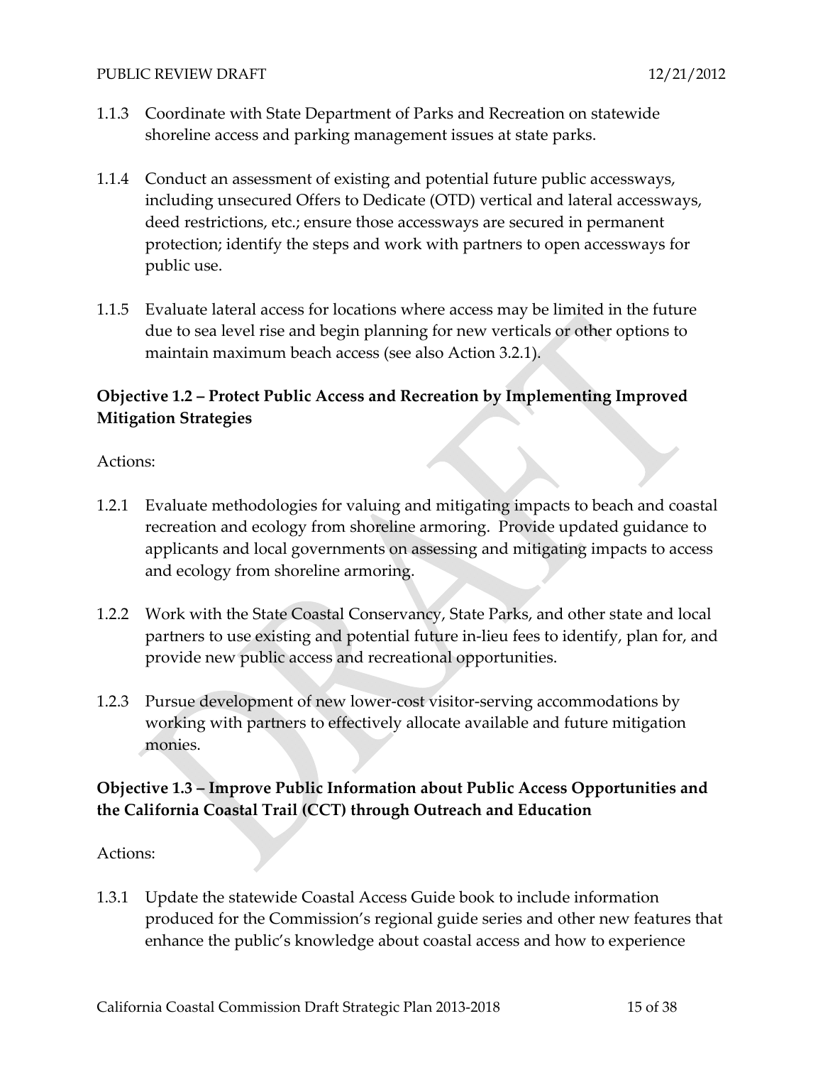1.1.3 Coordinate with State Department of Parks and Recreation on statewide shoreline access and parking management issues at state parks.

1.1.4 Conduct an assessment of existing and potential future public accessways, including unsecured Offers to Dedicate (OTD) vertical and lateral accessways, deed restrictions, etc.; ensure those accessways are secured in permanent protection; identify the steps and work with partners to open accessways for public use.

1.1.5 Evaluate lateral access for locations where access may be limited in the future due to sea level rise and begin planning for new verticals or other options to maintain maximum beach access (see also Action 3.2.1).

**Objective 1.2 – Protect Public Access and Recreation by Implementing Improved Mitigation Strategies**

Actions:

1.2.1 Evaluate methodologies for valuing and mitigating impacts to beach and coastal recreation and ecology from shoreline armoring. Provide updated guidance to applicants and local governments on assessing and mitigating impacts to access and ecology from shoreline armoring.

1.2.2 Work with the State Coastal Conservancy, State Parks, and other state and local partners to use existing and potential future in-lieu fees to identify, plan for, and provide new public access and recreational opportunities.

1.2.3 Pursue development of new lower-cost visitor-serving accommodations by working with partners to effectively allocate available and future mitigation monies.

**Objective 1.3 – Improve Public Information about Public Access Opportunities and the California Coastal Trail (CCT) through Outreach and Education**

Actions:

1.3.1 Update the statewide Coastal Access Guide book to include information produced for the Commission's regional guide series and other new features that enhance the public's knowledge about coastal access and how to experience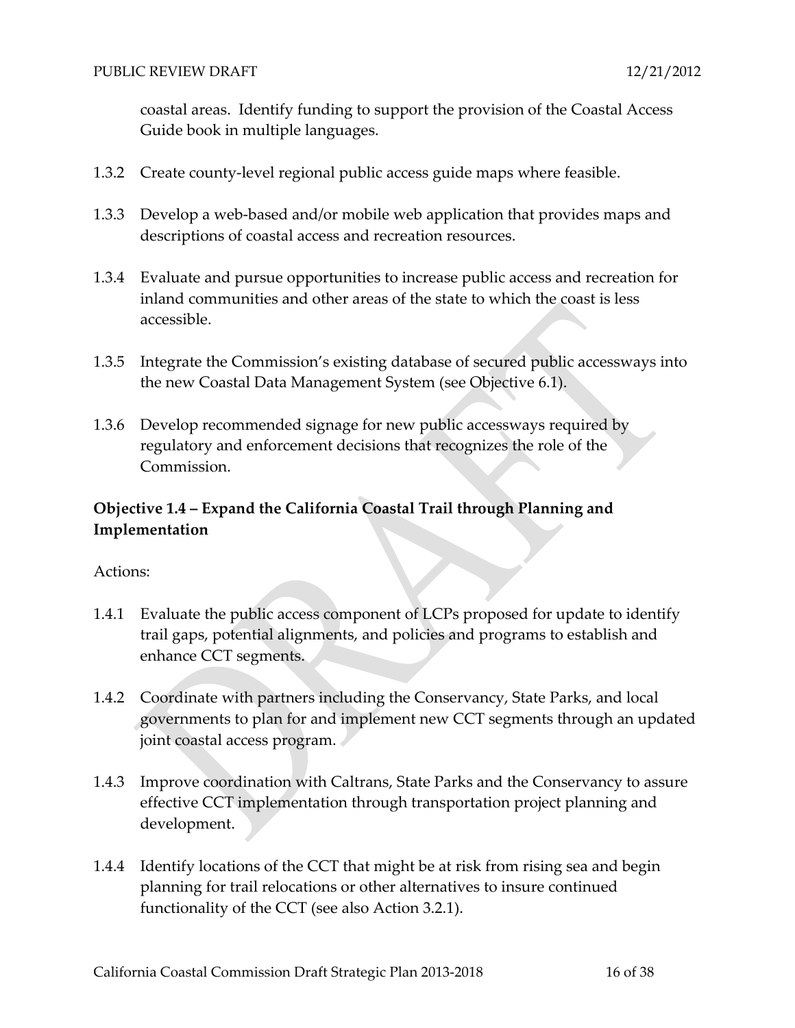coastal areas. Identify funding to support the provision of the Coastal Access Guide book in multiple languages.

1.3.2 Create county-level regional public access guide maps where feasible.

1.3.3 Develop a web-based and/or mobile web application that provides maps and descriptions of coastal access and recreation resources.

1.3.4 Evaluate and pursue opportunities to increase public access and recreation for inland communities and other areas of the state to which the coast is less accessible.

1.3.5 Integrate the Commission's existing database of secured public accessways into the new Coastal Data Management System (see Objective 6.1).

1.3.6 Develop recommended signage for new public accessways required by regulatory and enforcement decisions that recognizes the role of the Commission.

### Objective 1.4 – Expand the California Coastal Trail through Planning and Implementation

Actions:

1.4.1 Evaluate the public access component of LCPs proposed for update to identify trail gaps, potential alignments, and policies and programs to establish and enhance CCT segments.

1.4.2 Coordinate with partners including the Conservancy, State Parks, and local governments to plan for and implement new CCT segments through an updated joint coastal access program.

1.4.3 Improve coordination with Caltrans, State Parks and the Conservancy to assure effective CCT implementation through transportation project planning and development.

1.4.4 Identify locations of the CCT that might be at risk from rising sea and begin planning for trail relocations or other alternatives to insure continued functionality of the CCT (see also Action 3.2.1).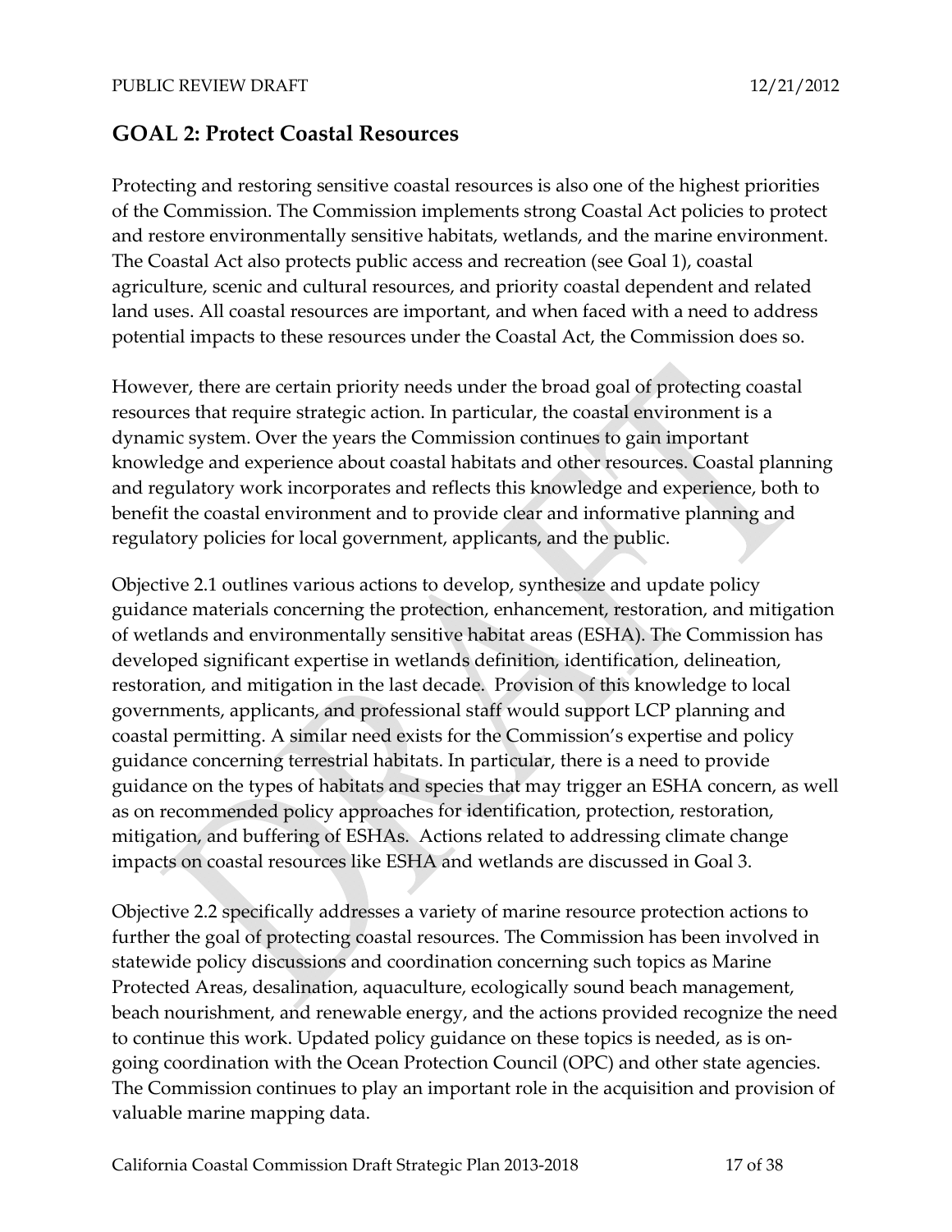## GOAL 2: Protect Coastal Resources

Protecting and restoring sensitive coastal resources is also one of the highest priorities of the Commission. The Commission implements strong Coastal Act policies to protect and restore environmentally sensitive habitats, wetlands, and the marine environment. The Coastal Act also protects public access and recreation (see Goal 1), coastal agriculture, scenic and cultural resources, and priority coastal dependent and related land uses. All coastal resources are important, and when faced with a need to address potential impacts to these resources under the Coastal Act, the Commission does so.

However, there are certain priority needs under the broad goal of protecting coastal resources that require strategic action. In particular, the coastal environment is a dynamic system. Over the years the Commission continues to gain important knowledge and experience about coastal habitats and other resources. Coastal planning and regulatory work incorporates and reflects this knowledge and experience, both to benefit the coastal environment and to provide clear and informative planning and regulatory policies for local government, applicants, and the public.

Objective 2.1 outlines various actions to develop, synthesize and update policy guidance materials concerning the protection, enhancement, restoration, and mitigation of wetlands and environmentally sensitive habitat areas (ESHA). The Commission has developed significant expertise in wetlands definition, identification, delineation, restoration, and mitigation in the last decade. Provision of this knowledge to local governments, applicants, and professional staff would support LCP planning and coastal permitting. A similar need exists for the Commission's expertise and policy guidance concerning terrestrial habitats. In particular, there is a need to provide guidance on the types of habitats and species that may trigger an ESHA concern, as well as on recommended policy approaches for identification, protection, restoration, mitigation, and buffering of ESHAs. Actions related to addressing climate change impacts on coastal resources like ESHA and wetlands are discussed in Goal 3.

Objective 2.2 specifically addresses a variety of marine resource protection actions to further the goal of protecting coastal resources. The Commission has been involved in statewide policy discussions and coordination concerning such topics as Marine Protected Areas, desalination, aquaculture, ecologically sound beach management, beach nourishment, and renewable energy, and the actions provided recognize the need to continue this work. Updated policy guidance on these topics is needed, as is on-going coordination with the Ocean Protection Council (OPC) and other state agencies. The Commission continues to play an important role in the acquisition and provision of valuable marine mapping data.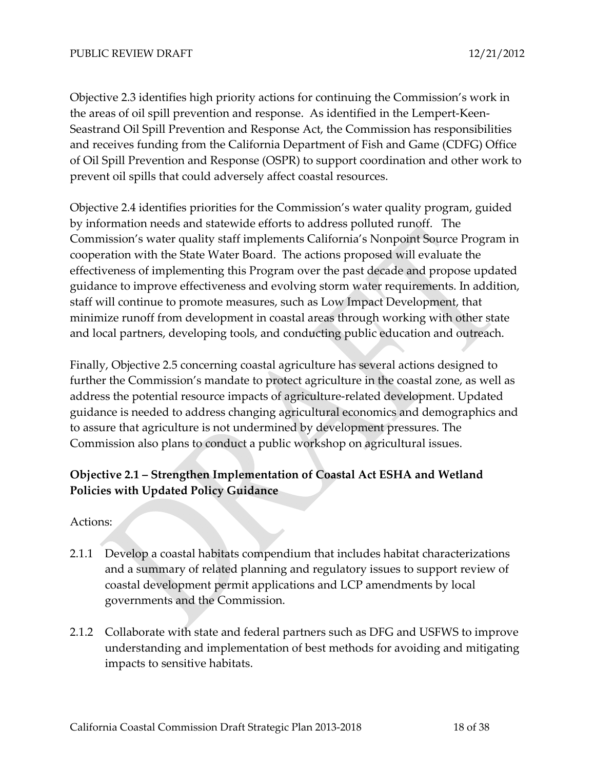Objective 2.3 identifies high priority actions for continuing the Commission's work in the areas of oil spill prevention and response. As identified in the Lempert-Keen-Seastrand Oil Spill Prevention and Response Act, the Commission has responsibilities and receives funding from the California Department of Fish and Game (CDFG) Office of Oil Spill Prevention and Response (OSPR) to support coordination and other work to prevent oil spills that could adversely affect coastal resources.

Objective 2.4 identifies priorities for the Commission's water quality program, guided by information needs and statewide efforts to address polluted runoff. The Commission's water quality staff implements California's Nonpoint Source Program in cooperation with the State Water Board. The actions proposed will evaluate the effectiveness of implementing this Program over the past decade and propose updated guidance to improve effectiveness and evolving storm water requirements. In addition, staff will continue to promote measures, such as Low Impact Development, that minimize runoff from development in coastal areas through working with other state and local partners, developing tools, and conducting public education and outreach.

Finally, Objective 2.5 concerning coastal agriculture has several actions designed to further the Commission's mandate to protect agriculture in the coastal zone, as well as address the potential resource impacts of agriculture-related development. Updated guidance is needed to address changing agricultural economics and demographics and to assure that agriculture is not undermined by development pressures. The Commission also plans to conduct a public workshop on agricultural issues.

**Objective 2.1 – Strengthen Implementation of Coastal Act ESHA and Wetland Policies with Updated Policy Guidance**

Actions:

2.1.1 Develop a coastal habitats compendium that includes habitat characterizations and a summary of related planning and regulatory issues to support review of coastal development permit applications and LCP amendments by local governments and the Commission.

2.1.2 Collaborate with state and federal partners such as DFG and USFWS to improve understanding and implementation of best methods for avoiding and mitigating impacts to sensitive habitats.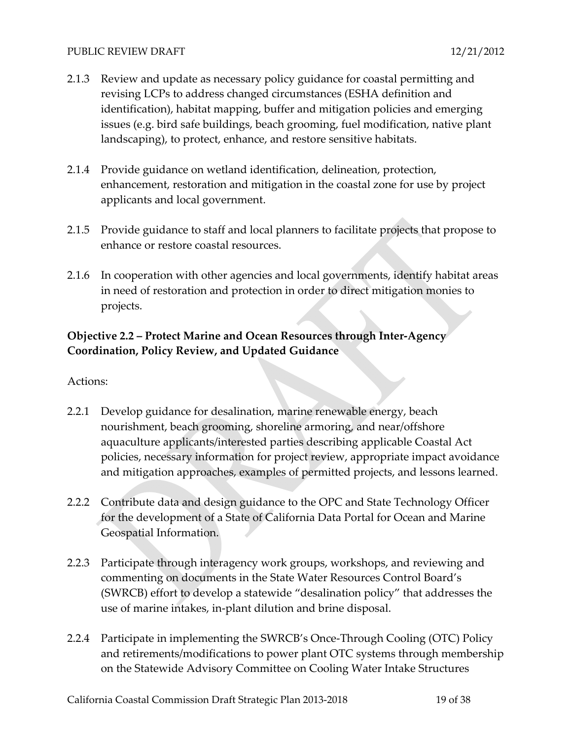2.1.3 Review and update as necessary policy guidance for coastal permitting and revising LCPs to address changed circumstances (ESHA definition and identification), habitat mapping, buffer and mitigation policies and emerging issues (e.g. bird safe buildings, beach grooming, fuel modification, native plant landscaping), to protect, enhance, and restore sensitive habitats.

2.1.4 Provide guidance on wetland identification, delineation, protection, enhancement, restoration and mitigation in the coastal zone for use by project applicants and local government.

2.1.5 Provide guidance to staff and local planners to facilitate projects that propose to enhance or restore coastal resources.

2.1.6 In cooperation with other agencies and local governments, identify habitat areas in need of restoration and protection in order to direct mitigation monies to projects.

**Objective 2.2 – Protect Marine and Ocean Resources through Inter-Agency Coordination, Policy Review, and Updated Guidance**

Actions:

2.2.1 Develop guidance for desalination, marine renewable energy, beach nourishment, beach grooming, shoreline armoring, and near/offshore aquaculture applicants/interested parties describing applicable Coastal Act policies, necessary information for project review, appropriate impact avoidance and mitigation approaches, examples of permitted projects, and lessons learned.

2.2.2 Contribute data and design guidance to the OPC and State Technology Officer for the development of a State of California Data Portal for Ocean and Marine Geospatial Information.

2.2.3 Participate through interagency work groups, workshops, and reviewing and commenting on documents in the State Water Resources Control Board's (SWRCB) effort to develop a statewide "desalination policy" that addresses the use of marine intakes, in-plant dilution and brine disposal.

2.2.4 Participate in implementing the SWRCB's Once-Through Cooling (OTC) Policy and retirements/modifications to power plant OTC systems through membership on the Statewide Advisory Committee on Cooling Water Intake Structures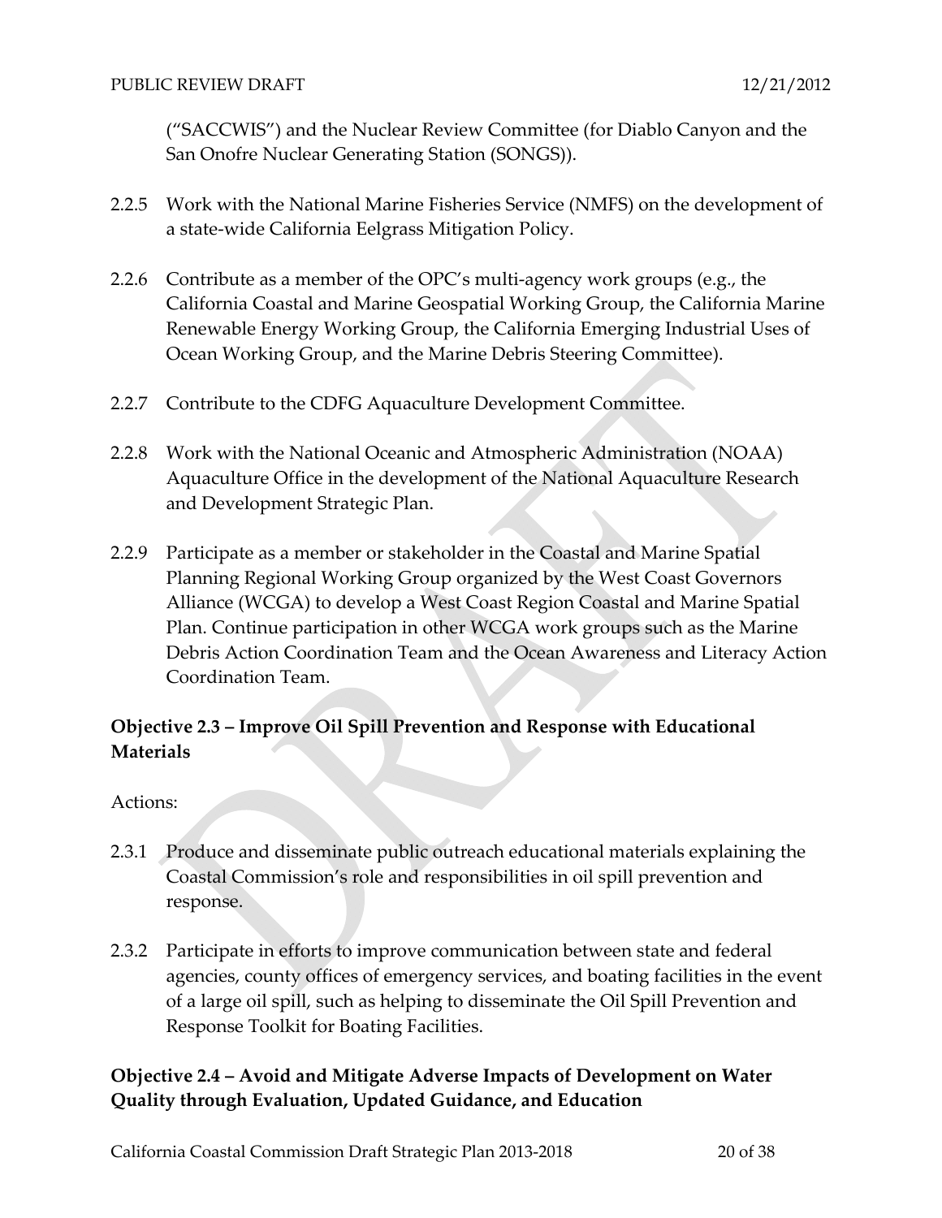("SACCWIS") and the Nuclear Review Committee (for Diablo Canyon and the San Onofre Nuclear Generating Station (SONGS)).

2.2.5 Work with the National Marine Fisheries Service (NMFS) on the development of a state-wide California Eelgrass Mitigation Policy.

2.2.6 Contribute as a member of the OPC's multi-agency work groups (e.g., the California Coastal and Marine Geospatial Working Group, the California Marine Renewable Energy Working Group, the California Emerging Industrial Uses of Ocean Working Group, and the Marine Debris Steering Committee).

2.2.7 Contribute to the CDFG Aquaculture Development Committee.

2.2.8 Work with the National Oceanic and Atmospheric Administration (NOAA) Aquaculture Office in the development of the National Aquaculture Research and Development Strategic Plan.

2.2.9 Participate as a member or stakeholder in the Coastal and Marine Spatial Planning Regional Working Group organized by the West Coast Governors Alliance (WCGA) to develop a West Coast Region Coastal and Marine Spatial Plan. Continue participation in other WCGA work groups such as the Marine Debris Action Coordination Team and the Ocean Awareness and Literacy Action Coordination Team.

**Objective 2.3 – Improve Oil Spill Prevention and Response with Educational Materials**

Actions:

2.3.1 Produce and disseminate public outreach educational materials explaining the Coastal Commission's role and responsibilities in oil spill prevention and response.

2.3.2 Participate in efforts to improve communication between state and federal agencies, county offices of emergency services, and boating facilities in the event of a large oil spill, such as helping to disseminate the Oil Spill Prevention and Response Toolkit for Boating Facilities.

**Objective 2.4 – Avoid and Mitigate Adverse Impacts of Development on Water Quality through Evaluation, Updated Guidance, and Education**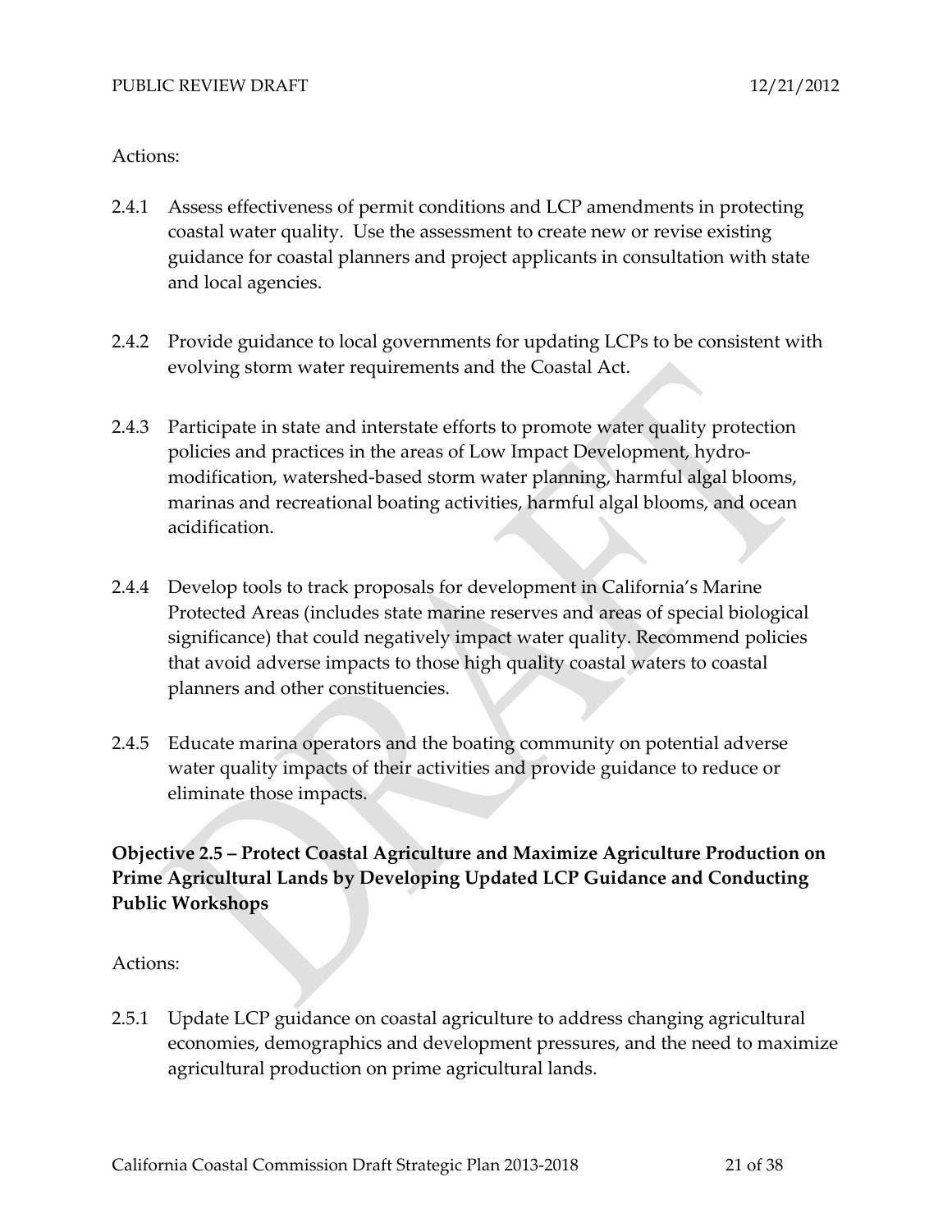Actions:

2.4.1 Assess effectiveness of permit conditions and LCP amendments in protecting coastal water quality. Use the assessment to create new or revise existing guidance for coastal planners and project applicants in consultation with state and local agencies.

2.4.2 Provide guidance to local governments for updating LCPs to be consistent with evolving storm water requirements and the Coastal Act.

2.4.3 Participate in state and interstate efforts to promote water quality protection policies and practices in the areas of Low Impact Development, hydro-modification, watershed-based storm water planning, harmful algal blooms, marinas and recreational boating activities, harmful algal blooms, and ocean acidification.

2.4.4 Develop tools to track proposals for development in California's Marine Protected Areas (includes state marine reserves and areas of special biological significance) that could negatively impact water quality. Recommend policies that avoid adverse impacts to those high quality coastal waters to coastal planners and other constituencies.

2.4.5 Educate marina operators and the boating community on potential adverse water quality impacts of their activities and provide guidance to reduce or eliminate those impacts.

### Objective 2.5 – Protect Coastal Agriculture and Maximize Agriculture Production on Prime Agricultural Lands by Developing Updated LCP Guidance and Conducting Public Workshops

Actions:

2.5.1 Update LCP guidance on coastal agriculture to address changing agricultural economies, demographics and development pressures, and the need to maximize agricultural production on prime agricultural lands.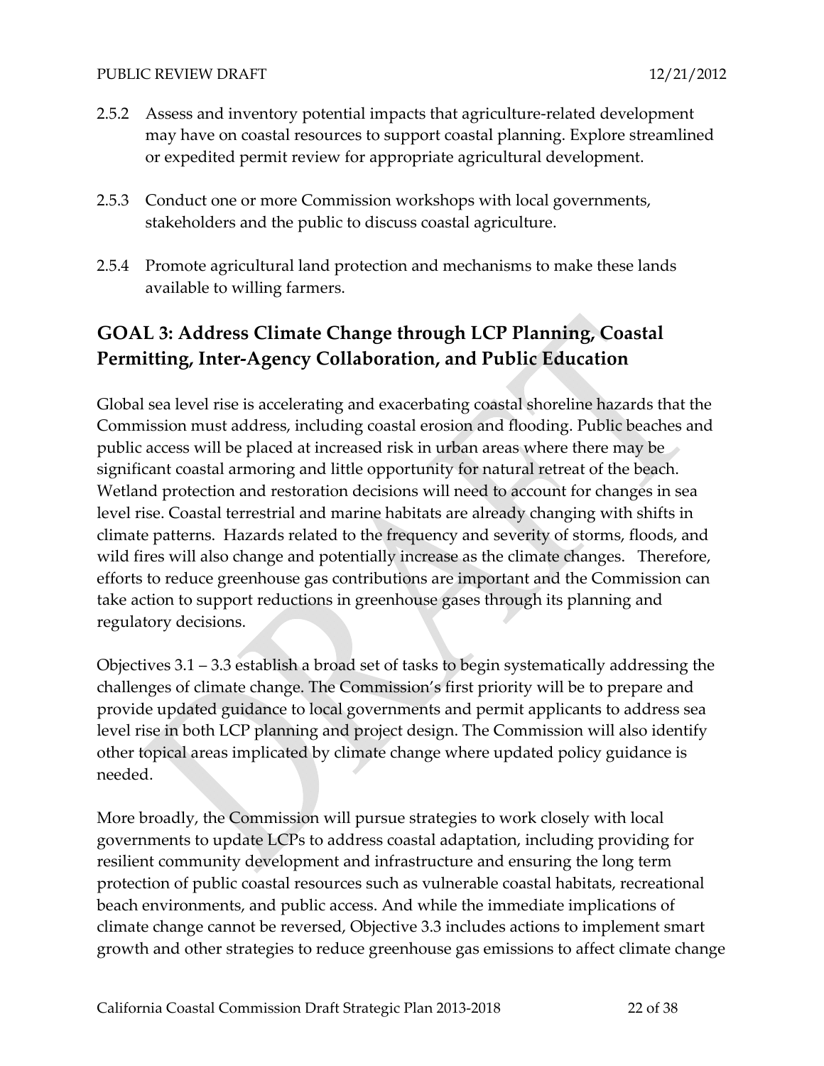2.5.2 Assess and inventory potential impacts that agriculture-related development may have on coastal resources to support coastal planning. Explore streamlined or expedited permit review for appropriate agricultural development.

2.5.3 Conduct one or more Commission workshops with local governments, stakeholders and the public to discuss coastal agriculture.

2.5.4 Promote agricultural land protection and mechanisms to make these lands available to willing farmers.

## GOAL 3: Address Climate Change through LCP Planning, Coastal Permitting, Inter-Agency Collaboration, and Public Education

Global sea level rise is accelerating and exacerbating coastal shoreline hazards that the Commission must address, including coastal erosion and flooding. Public beaches and public access will be placed at increased risk in urban areas where there may be significant coastal armoring and little opportunity for natural retreat of the beach. Wetland protection and restoration decisions will need to account for changes in sea level rise. Coastal terrestrial and marine habitats are already changing with shifts in climate patterns. Hazards related to the frequency and severity of storms, floods, and wild fires will also change and potentially increase as the climate changes. Therefore, efforts to reduce greenhouse gas contributions are important and the Commission can take action to support reductions in greenhouse gases through its planning and regulatory decisions.

Objectives 3.1 – 3.3 establish a broad set of tasks to begin systematically addressing the challenges of climate change. The Commission's first priority will be to prepare and provide updated guidance to local governments and permit applicants to address sea level rise in both LCP planning and project design. The Commission will also identify other topical areas implicated by climate change where updated policy guidance is needed.

More broadly, the Commission will pursue strategies to work closely with local governments to update LCPs to address coastal adaptation, including providing for resilient community development and infrastructure and ensuring the long term protection of public coastal resources such as vulnerable coastal habitats, recreational beach environments, and public access. And while the immediate implications of climate change cannot be reversed, Objective 3.3 includes actions to implement smart growth and other strategies to reduce greenhouse gas emissions to affect climate change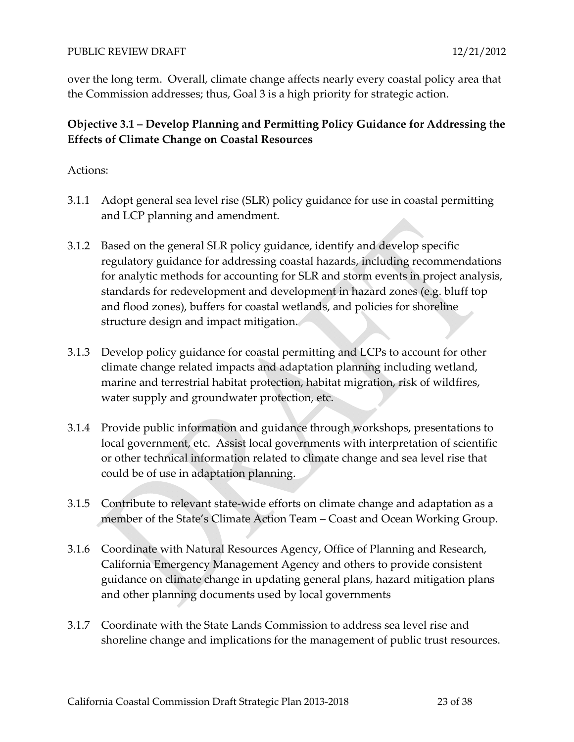over the long term. Overall, climate change affects nearly every coastal policy area that the Commission addresses; thus, Goal 3 is a high priority for strategic action.

**Objective 3.1 – Develop Planning and Permitting Policy Guidance for Addressing the Effects of Climate Change on Coastal Resources**

Actions:

3.1.1 Adopt general sea level rise (SLR) policy guidance for use in coastal permitting and LCP planning and amendment.

3.1.2 Based on the general SLR policy guidance, identify and develop specific regulatory guidance for addressing coastal hazards, including recommendations for analytic methods for accounting for SLR and storm events in project analysis, standards for redevelopment and development in hazard zones (e.g. bluff top and flood zones), buffers for coastal wetlands, and policies for shoreline structure design and impact mitigation.

3.1.3 Develop policy guidance for coastal permitting and LCPs to account for other climate change related impacts and adaptation planning including wetland, marine and terrestrial habitat protection, habitat migration, risk of wildfires, water supply and groundwater protection, etc.

3.1.4 Provide public information and guidance through workshops, presentations to local government, etc. Assist local governments with interpretation of scientific or other technical information related to climate change and sea level rise that could be of use in adaptation planning.

3.1.5 Contribute to relevant state-wide efforts on climate change and adaptation as a member of the State's Climate Action Team – Coast and Ocean Working Group.

3.1.6 Coordinate with Natural Resources Agency, Office of Planning and Research, California Emergency Management Agency and others to provide consistent guidance on climate change in updating general plans, hazard mitigation plans and other planning documents used by local governments

3.1.7 Coordinate with the State Lands Commission to address sea level rise and shoreline change and implications for the management of public trust resources.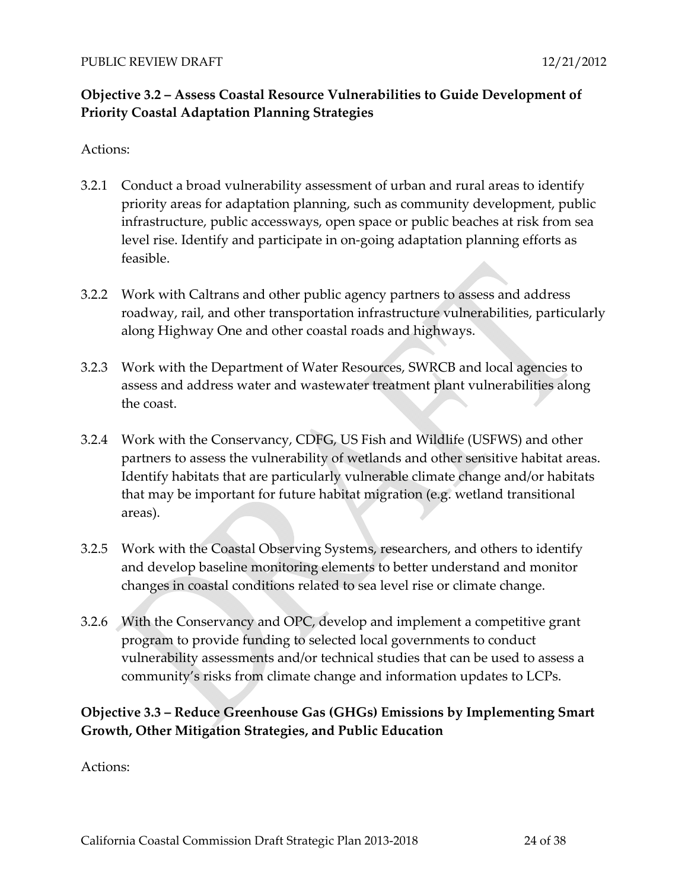**Objective 3.2 – Assess Coastal Resource Vulnerabilities to Guide Development of Priority Coastal Adaptation Planning Strategies**

Actions:

3.2.1 Conduct a broad vulnerability assessment of urban and rural areas to identify priority areas for adaptation planning, such as community development, public infrastructure, public accessways, open space or public beaches at risk from sea level rise. Identify and participate in on-going adaptation planning efforts as feasible.

3.2.2 Work with Caltrans and other public agency partners to assess and address roadway, rail, and other transportation infrastructure vulnerabilities, particularly along Highway One and other coastal roads and highways.

3.2.3 Work with the Department of Water Resources, SWRCB and local agencies to assess and address water and wastewater treatment plant vulnerabilities along the coast.

3.2.4 Work with the Conservancy, CDFG, US Fish and Wildlife (USFWS) and other partners to assess the vulnerability of wetlands and other sensitive habitat areas. Identify habitats that are particularly vulnerable climate change and/or habitats that may be important for future habitat migration (e.g. wetland transitional areas).

3.2.5 Work with the Coastal Observing Systems, researchers, and others to identify and develop baseline monitoring elements to better understand and monitor changes in coastal conditions related to sea level rise or climate change.

3.2.6 With the Conservancy and OPC, develop and implement a competitive grant program to provide funding to selected local governments to conduct vulnerability assessments and/or technical studies that can be used to assess a community's risks from climate change and information updates to LCPs.

**Objective 3.3 – Reduce Greenhouse Gas (GHGs) Emissions by Implementing Smart Growth, Other Mitigation Strategies, and Public Education**

Actions: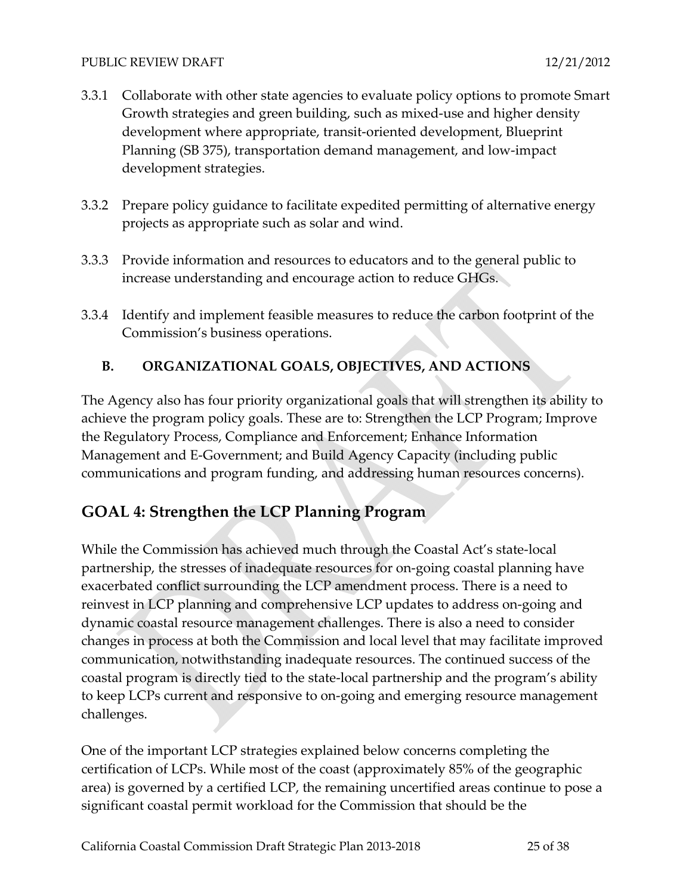3.3.1 Collaborate with other state agencies to evaluate policy options to promote Smart Growth strategies and green building, such as mixed-use and higher density development where appropriate, transit-oriented development, Blueprint Planning (SB 375), transportation demand management, and low-impact development strategies.

3.3.2 Prepare policy guidance to facilitate expedited permitting of alternative energy projects as appropriate such as solar and wind.

3.3.3 Provide information and resources to educators and to the general public to increase understanding and encourage action to reduce GHGs.

3.3.4 Identify and implement feasible measures to reduce the carbon footprint of the Commission's business operations.

### B. ORGANIZATIONAL GOALS, OBJECTIVES, AND ACTIONS

The Agency also has four priority organizational goals that will strengthen its ability to achieve the program policy goals. These are to: Strengthen the LCP Program; Improve the Regulatory Process, Compliance and Enforcement; Enhance Information Management and E-Government; and Build Agency Capacity (including public communications and program funding, and addressing human resources concerns).

## GOAL 4: Strengthen the LCP Planning Program

While the Commission has achieved much through the Coastal Act's state-local partnership, the stresses of inadequate resources for on-going coastal planning have exacerbated conflict surrounding the LCP amendment process. There is a need to reinvest in LCP planning and comprehensive LCP updates to address on-going and dynamic coastal resource management challenges. There is also a need to consider changes in process at both the Commission and local level that may facilitate improved communication, notwithstanding inadequate resources. The continued success of the coastal program is directly tied to the state-local partnership and the program's ability to keep LCPs current and responsive to on-going and emerging resource management challenges.

One of the important LCP strategies explained below concerns completing the certification of LCPs. While most of the coast (approximately 85% of the geographic area) is governed by a certified LCP, the remaining uncertified areas continue to pose a significant coastal permit workload for the Commission that should be the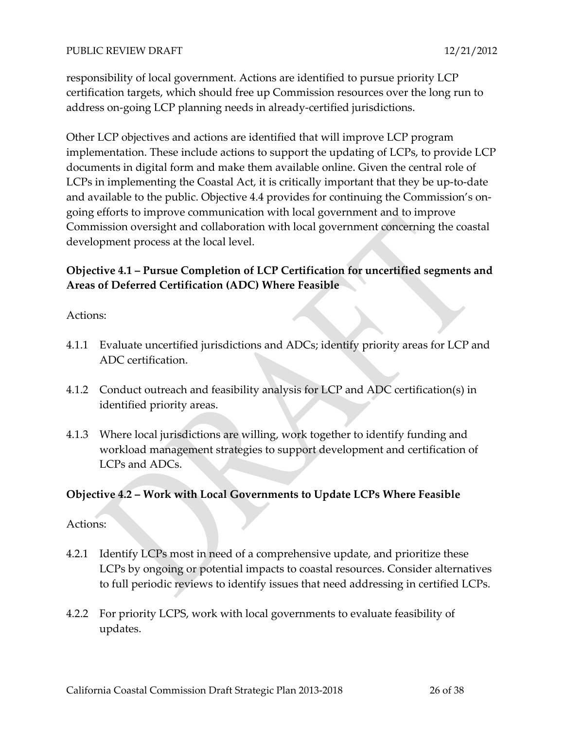responsibility of local government. Actions are identified to pursue priority LCP certification targets, which should free up Commission resources over the long run to address on-going LCP planning needs in already-certified jurisdictions.

Other LCP objectives and actions are identified that will improve LCP program implementation. These include actions to support the updating of LCPs, to provide LCP documents in digital form and make them available online. Given the central role of LCPs in implementing the Coastal Act, it is critically important that they be up-to-date and available to the public. Objective 4.4 provides for continuing the Commission's on-going efforts to improve communication with local government and to improve Commission oversight and collaboration with local government concerning the coastal development process at the local level.

**Objective 4.1 – Pursue Completion of LCP Certification for uncertified segments and Areas of Deferred Certification (ADC) Where Feasible**

Actions:

4.1.1 Evaluate uncertified jurisdictions and ADCs; identify priority areas for LCP and ADC certification.

4.1.2 Conduct outreach and feasibility analysis for LCP and ADC certification(s) in identified priority areas.

4.1.3 Where local jurisdictions are willing, work together to identify funding and workload management strategies to support development and certification of LCPs and ADCs.

**Objective 4.2 – Work with Local Governments to Update LCPs Where Feasible**

Actions:

4.2.1 Identify LCPs most in need of a comprehensive update, and prioritize these LCPs by ongoing or potential impacts to coastal resources. Consider alternatives to full periodic reviews to identify issues that need addressing in certified LCPs.

4.2.2 For priority LCPS, work with local governments to evaluate feasibility of updates.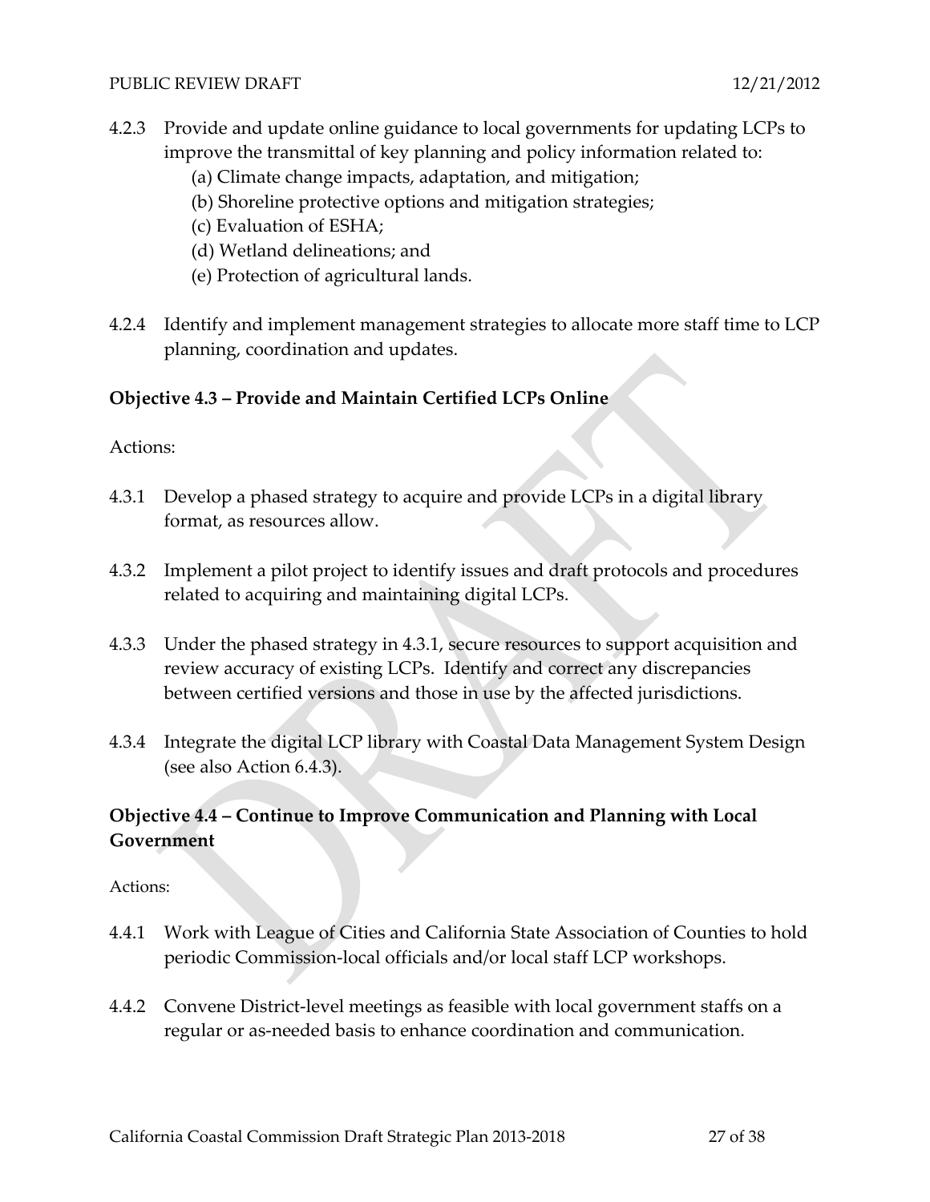4.2.3 Provide and update online guidance to local governments for updating LCPs to improve the transmittal of key planning and policy information related to:
   (a) Climate change impacts, adaptation, and mitigation;
   (b) Shoreline protective options and mitigation strategies;
   (c) Evaluation of ESHA;
   (d) Wetland delineations; and
   (e) Protection of agricultural lands.

4.2.4 Identify and implement management strategies to allocate more staff time to LCP planning, coordination and updates.

**Objective 4.3 – Provide and Maintain Certified LCPs Online**

Actions:

4.3.1 Develop a phased strategy to acquire and provide LCPs in a digital library format, as resources allow.

4.3.2 Implement a pilot project to identify issues and draft protocols and procedures related to acquiring and maintaining digital LCPs.

4.3.3 Under the phased strategy in 4.3.1, secure resources to support acquisition and review accuracy of existing LCPs. Identify and correct any discrepancies between certified versions and those in use by the affected jurisdictions.

4.3.4 Integrate the digital LCP library with Coastal Data Management System Design (see also Action 6.4.3).

**Objective 4.4 – Continue to Improve Communication and Planning with Local Government**

Actions:

4.4.1 Work with League of Cities and California State Association of Counties to hold periodic Commission-local officials and/or local staff LCP workshops.

4.4.2 Convene District-level meetings as feasible with local government staffs on a regular or as-needed basis to enhance coordination and communication.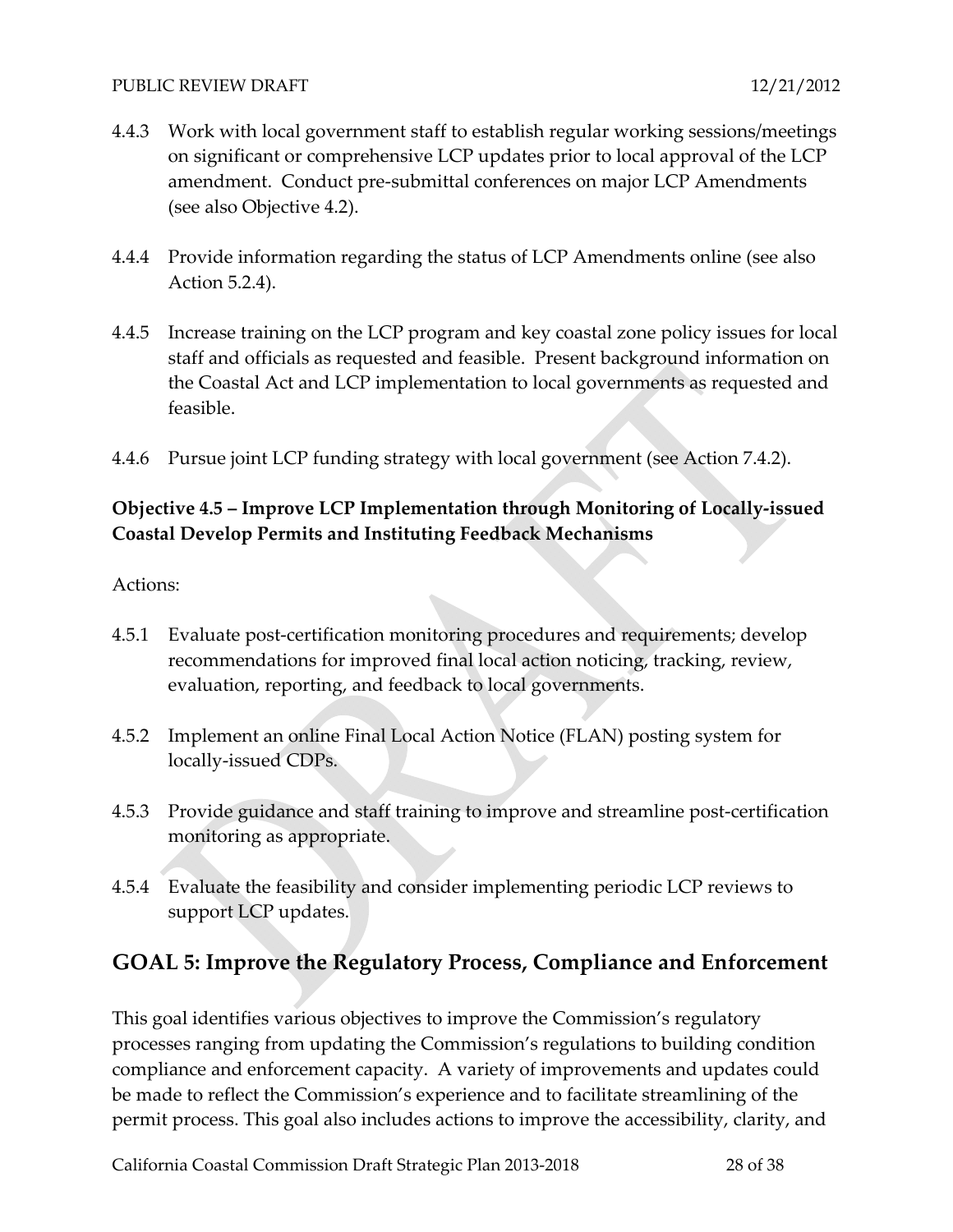4.4.3 Work with local government staff to establish regular working sessions/meetings on significant or comprehensive LCP updates prior to local approval of the LCP amendment. Conduct pre-submittal conferences on major LCP Amendments (see also Objective 4.2).

4.4.4 Provide information regarding the status of LCP Amendments online (see also Action 5.2.4).

4.4.5 Increase training on the LCP program and key coastal zone policy issues for local staff and officials as requested and feasible. Present background information on the Coastal Act and LCP implementation to local governments as requested and feasible.

4.4.6 Pursue joint LCP funding strategy with local government (see Action 7.4.2).

**Objective 4.5 – Improve LCP Implementation through Monitoring of Locally-issued Coastal Develop Permits and Instituting Feedback Mechanisms**

Actions:

4.5.1 Evaluate post-certification monitoring procedures and requirements; develop recommendations for improved final local action noticing, tracking, review, evaluation, reporting, and feedback to local governments.

4.5.2 Implement an online Final Local Action Notice (FLAN) posting system for locally-issued CDPs.

4.5.3 Provide guidance and staff training to improve and streamline post-certification monitoring as appropriate.

4.5.4 Evaluate the feasibility and consider implementing periodic LCP reviews to support LCP updates.

## GOAL 5: Improve the Regulatory Process, Compliance and Enforcement

This goal identifies various objectives to improve the Commission's regulatory processes ranging from updating the Commission's regulations to building condition compliance and enforcement capacity. A variety of improvements and updates could be made to reflect the Commission's experience and to facilitate streamlining of the permit process. This goal also includes actions to improve the accessibility, clarity, and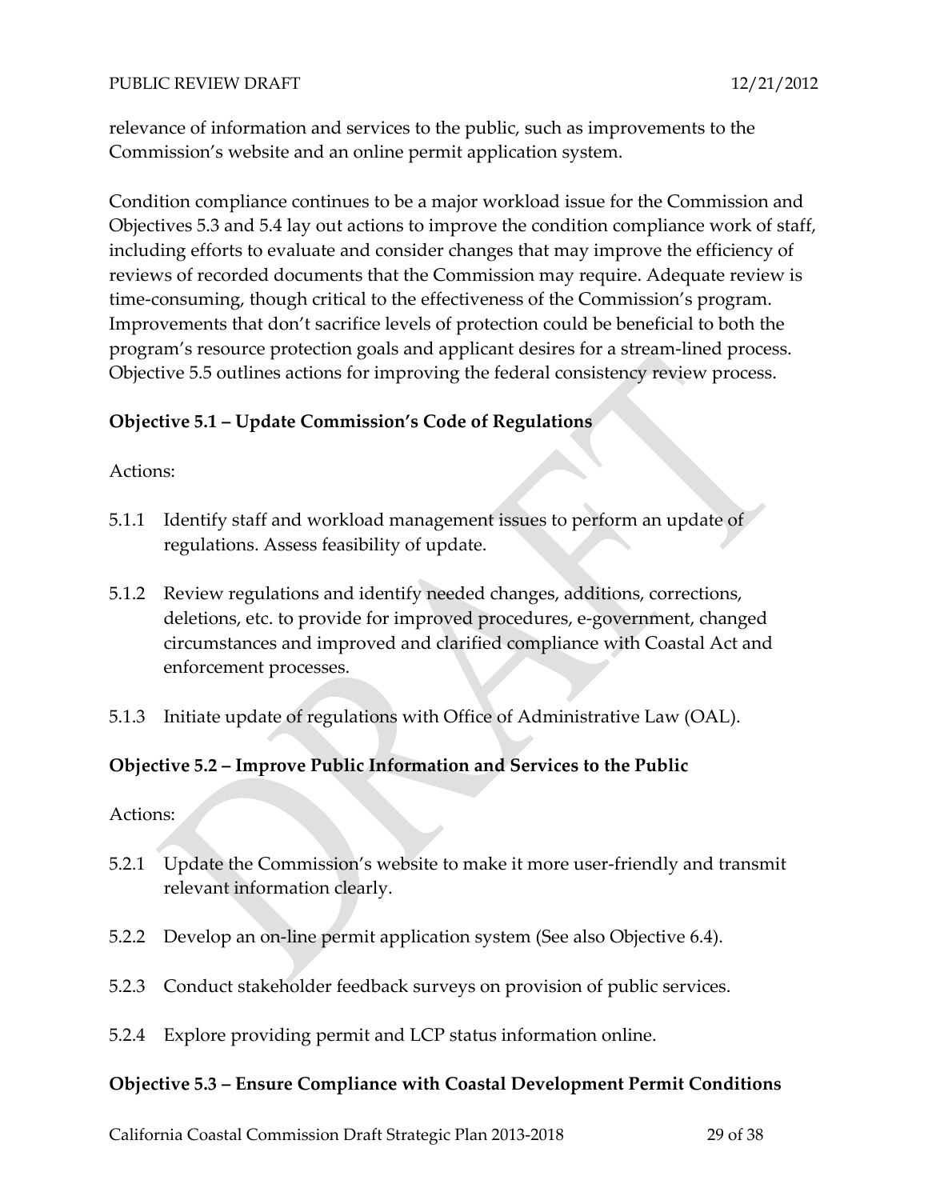relevance of information and services to the public, such as improvements to the Commission's website and an online permit application system.

Condition compliance continues to be a major workload issue for the Commission and Objectives 5.3 and 5.4 lay out actions to improve the condition compliance work of staff, including efforts to evaluate and consider changes that may improve the efficiency of reviews of recorded documents that the Commission may require. Adequate review is time-consuming, though critical to the effectiveness of the Commission's program. Improvements that don't sacrifice levels of protection could be beneficial to both the program's resource protection goals and applicant desires for a stream-lined process. Objective 5.5 outlines actions for improving the federal consistency review process.

**Objective 5.1 – Update Commission's Code of Regulations**

Actions:

5.1.1 Identify staff and workload management issues to perform an update of regulations. Assess feasibility of update.

5.1.2 Review regulations and identify needed changes, additions, corrections, deletions, etc. to provide for improved procedures, e-government, changed circumstances and improved and clarified compliance with Coastal Act and enforcement processes.

5.1.3 Initiate update of regulations with Office of Administrative Law (OAL).

**Objective 5.2 – Improve Public Information and Services to the Public**

Actions:

5.2.1 Update the Commission's website to make it more user-friendly and transmit relevant information clearly.

5.2.2 Develop an on-line permit application system (See also Objective 6.4).

5.2.3 Conduct stakeholder feedback surveys on provision of public services.

5.2.4 Explore providing permit and LCP status information online.

**Objective 5.3 – Ensure Compliance with Coastal Development Permit Conditions**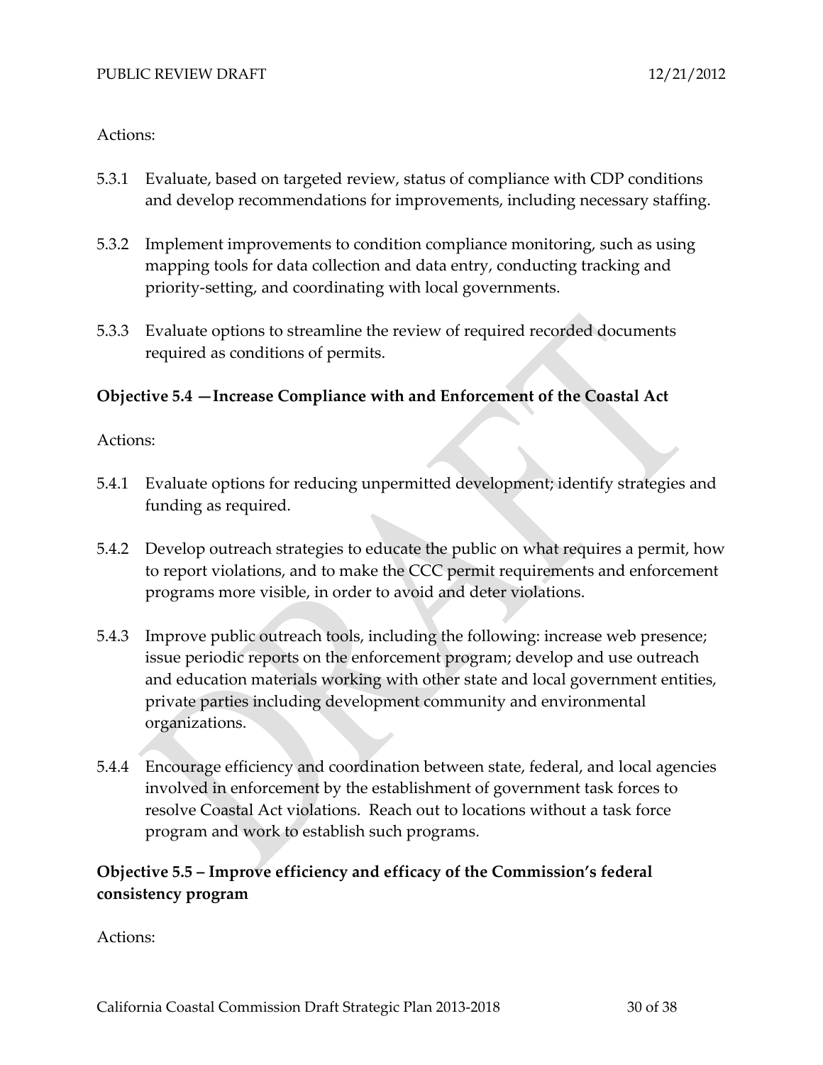Actions:

5.3.1 Evaluate, based on targeted review, status of compliance with CDP conditions and develop recommendations for improvements, including necessary staffing.

5.3.2 Implement improvements to condition compliance monitoring, such as using mapping tools for data collection and data entry, conducting tracking and priority-setting, and coordinating with local governments.

5.3.3 Evaluate options to streamline the review of required recorded documents required as conditions of permits.

**Objective 5.4 —Increase Compliance with and Enforcement of the Coastal Act**

Actions:

5.4.1 Evaluate options for reducing unpermitted development; identify strategies and funding as required.

5.4.2 Develop outreach strategies to educate the public on what requires a permit, how to report violations, and to make the CCC permit requirements and enforcement programs more visible, in order to avoid and deter violations.

5.4.3 Improve public outreach tools, including the following: increase web presence; issue periodic reports on the enforcement program; develop and use outreach and education materials working with other state and local government entities, private parties including development community and environmental organizations.

5.4.4 Encourage efficiency and coordination between state, federal, and local agencies involved in enforcement by the establishment of government task forces to resolve Coastal Act violations. Reach out to locations without a task force program and work to establish such programs.

**Objective 5.5 – Improve efficiency and efficacy of the Commission's federal consistency program**

Actions: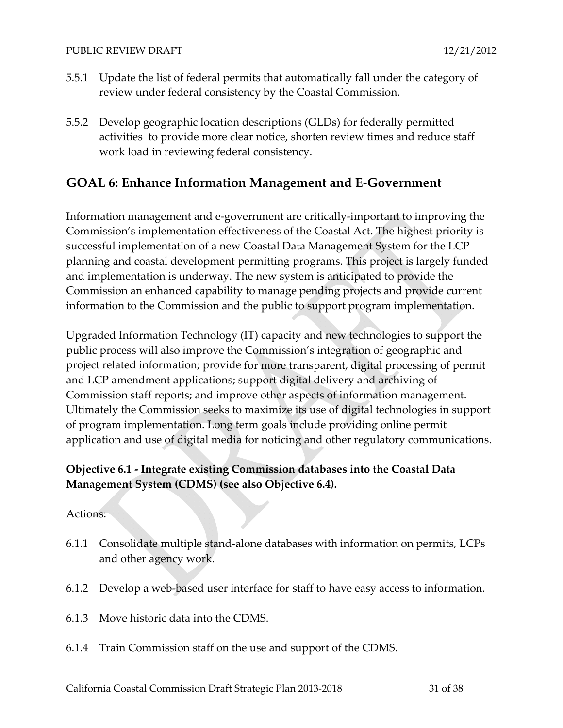5.5.1 Update the list of federal permits that automatically fall under the category of review under federal consistency by the Coastal Commission.

5.5.2 Develop geographic location descriptions (GLDs) for federally permitted activities to provide more clear notice, shorten review times and reduce staff work load in reviewing federal consistency.

## GOAL 6: Enhance Information Management and E-Government

Information management and e-government are critically-important to improving the Commission's implementation effectiveness of the Coastal Act. The highest priority is successful implementation of a new Coastal Data Management System for the LCP planning and coastal development permitting programs. This project is largely funded and implementation is underway. The new system is anticipated to provide the Commission an enhanced capability to manage pending projects and provide current information to the Commission and the public to support program implementation.

Upgraded Information Technology (IT) capacity and new technologies to support the public process will also improve the Commission's integration of geographic and project related information; provide for more transparent, digital processing of permit and LCP amendment applications; support digital delivery and archiving of Commission staff reports; and improve other aspects of information management. Ultimately the Commission seeks to maximize its use of digital technologies in support of program implementation. Long term goals include providing online permit application and use of digital media for noticing and other regulatory communications.

**Objective 6.1 - Integrate existing Commission databases into the Coastal Data Management System (CDMS) (see also Objective 6.4).**

Actions:

6.1.1 Consolidate multiple stand-alone databases with information on permits, LCPs and other agency work.

6.1.2 Develop a web-based user interface for staff to have easy access to information.

6.1.3 Move historic data into the CDMS.

6.1.4 Train Commission staff on the use and support of the CDMS.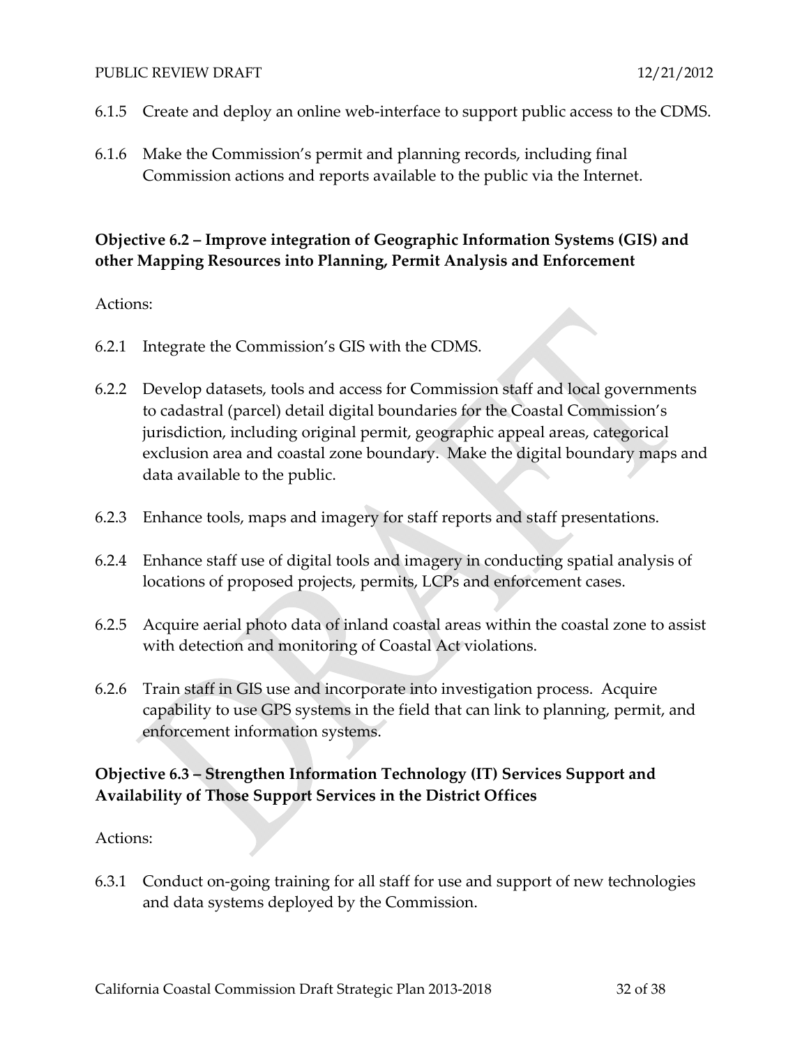6.1.5 Create and deploy an online web-interface to support public access to the CDMS.

6.1.6 Make the Commission's permit and planning records, including final Commission actions and reports available to the public via the Internet.

**Objective 6.2 – Improve integration of Geographic Information Systems (GIS) and other Mapping Resources into Planning, Permit Analysis and Enforcement**

Actions:

6.2.1 Integrate the Commission's GIS with the CDMS.

6.2.2 Develop datasets, tools and access for Commission staff and local governments to cadastral (parcel) detail digital boundaries for the Coastal Commission's jurisdiction, including original permit, geographic appeal areas, categorical exclusion area and coastal zone boundary. Make the digital boundary maps and data available to the public.

6.2.3 Enhance tools, maps and imagery for staff reports and staff presentations.

6.2.4 Enhance staff use of digital tools and imagery in conducting spatial analysis of locations of proposed projects, permits, LCPs and enforcement cases.

6.2.5 Acquire aerial photo data of inland coastal areas within the coastal zone to assist with detection and monitoring of Coastal Act violations.

6.2.6 Train staff in GIS use and incorporate into investigation process. Acquire capability to use GPS systems in the field that can link to planning, permit, and enforcement information systems.

**Objective 6.3 – Strengthen Information Technology (IT) Services Support and Availability of Those Support Services in the District Offices**

Actions:

6.3.1 Conduct on-going training for all staff for use and support of new technologies and data systems deployed by the Commission.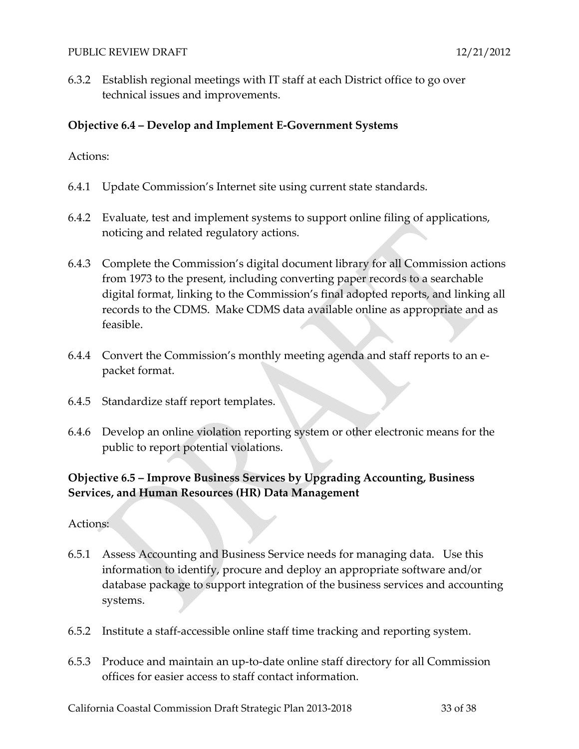6.3.2 Establish regional meetings with IT staff at each District office to go over technical issues and improvements.

**Objective 6.4 – Develop and Implement E-Government Systems**

Actions:

6.4.1 Update Commission's Internet site using current state standards.

6.4.2 Evaluate, test and implement systems to support online filing of applications, noticing and related regulatory actions.

6.4.3 Complete the Commission's digital document library for all Commission actions from 1973 to the present, including converting paper records to a searchable digital format, linking to the Commission's final adopted reports, and linking all records to the CDMS. Make CDMS data available online as appropriate and as feasible.

6.4.4 Convert the Commission's monthly meeting agenda and staff reports to an e-packet format.

6.4.5 Standardize staff report templates.

6.4.6 Develop an online violation reporting system or other electronic means for the public to report potential violations.

**Objective 6.5 – Improve Business Services by Upgrading Accounting, Business Services, and Human Resources (HR) Data Management**

Actions:

6.5.1 Assess Accounting and Business Service needs for managing data. Use this information to identify, procure and deploy an appropriate software and/or database package to support integration of the business services and accounting systems.

6.5.2 Institute a staff-accessible online staff time tracking and reporting system.

6.5.3 Produce and maintain an up-to-date online staff directory for all Commission offices for easier access to staff contact information.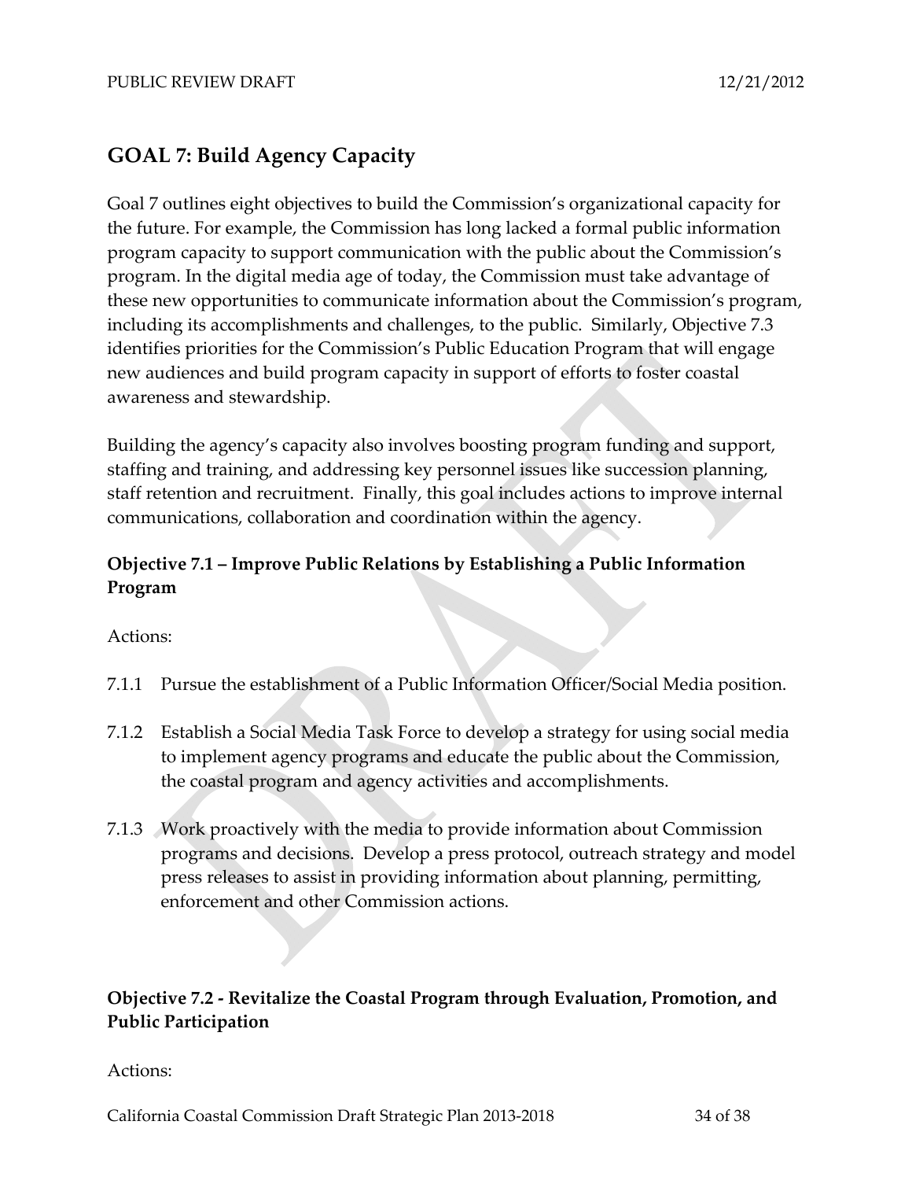## GOAL 7: Build Agency Capacity

Goal 7 outlines eight objectives to build the Commission's organizational capacity for the future. For example, the Commission has long lacked a formal public information program capacity to support communication with the public about the Commission's program. In the digital media age of today, the Commission must take advantage of these new opportunities to communicate information about the Commission's program, including its accomplishments and challenges, to the public. Similarly, Objective 7.3 identifies priorities for the Commission's Public Education Program that will engage new audiences and build program capacity in support of efforts to foster coastal awareness and stewardship.

Building the agency's capacity also involves boosting program funding and support, staffing and training, and addressing key personnel issues like succession planning, staff retention and recruitment. Finally, this goal includes actions to improve internal communications, collaboration and coordination within the agency.

### Objective 7.1 – Improve Public Relations by Establishing a Public Information Program

Actions:

7.1.1 Pursue the establishment of a Public Information Officer/Social Media position.

7.1.2 Establish a Social Media Task Force to develop a strategy for using social media to implement agency programs and educate the public about the Commission, the coastal program and agency activities and accomplishments.

7.1.3 Work proactively with the media to provide information about Commission programs and decisions. Develop a press protocol, outreach strategy and model press releases to assist in providing information about planning, permitting, enforcement and other Commission actions.

### Objective 7.2 - Revitalize the Coastal Program through Evaluation, Promotion, and Public Participation

Actions: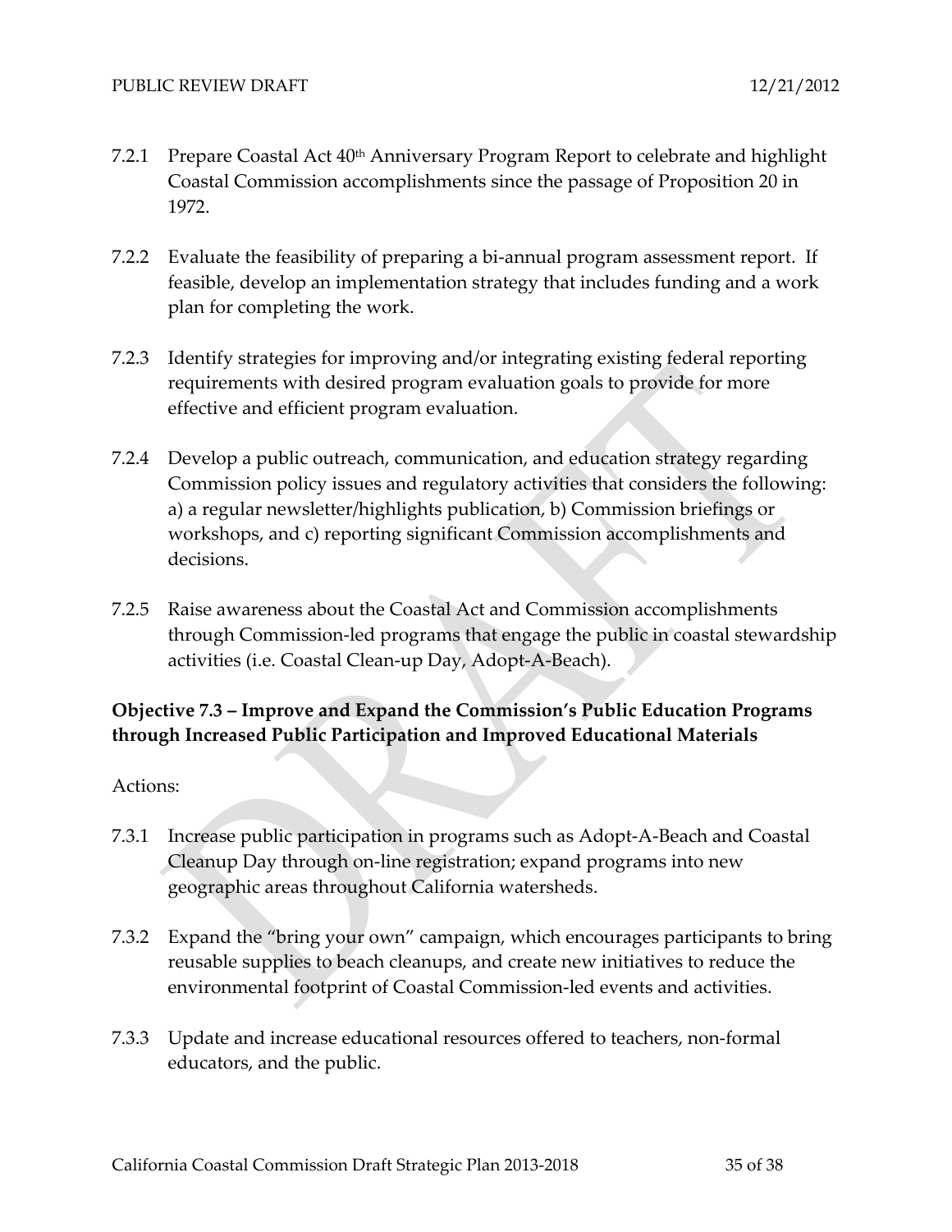7.2.1 Prepare Coastal Act 40th Anniversary Program Report to celebrate and highlight Coastal Commission accomplishments since the passage of Proposition 20 in 1972.

7.2.2 Evaluate the feasibility of preparing a bi-annual program assessment report. If feasible, develop an implementation strategy that includes funding and a work plan for completing the work.

7.2.3 Identify strategies for improving and/or integrating existing federal reporting requirements with desired program evaluation goals to provide for more effective and efficient program evaluation.

7.2.4 Develop a public outreach, communication, and education strategy regarding Commission policy issues and regulatory activities that considers the following: a) a regular newsletter/highlights publication, b) Commission briefings or workshops, and c) reporting significant Commission accomplishments and decisions.

7.2.5 Raise awareness about the Coastal Act and Commission accomplishments through Commission-led programs that engage the public in coastal stewardship activities (i.e. Coastal Clean-up Day, Adopt-A-Beach).

**Objective 7.3 – Improve and Expand the Commission's Public Education Programs through Increased Public Participation and Improved Educational Materials**

Actions:

7.3.1 Increase public participation in programs such as Adopt-A-Beach and Coastal Cleanup Day through on-line registration; expand programs into new geographic areas throughout California watersheds.

7.3.2 Expand the "bring your own" campaign, which encourages participants to bring reusable supplies to beach cleanups, and create new initiatives to reduce the environmental footprint of Coastal Commission-led events and activities.

7.3.3 Update and increase educational resources offered to teachers, non-formal educators, and the public.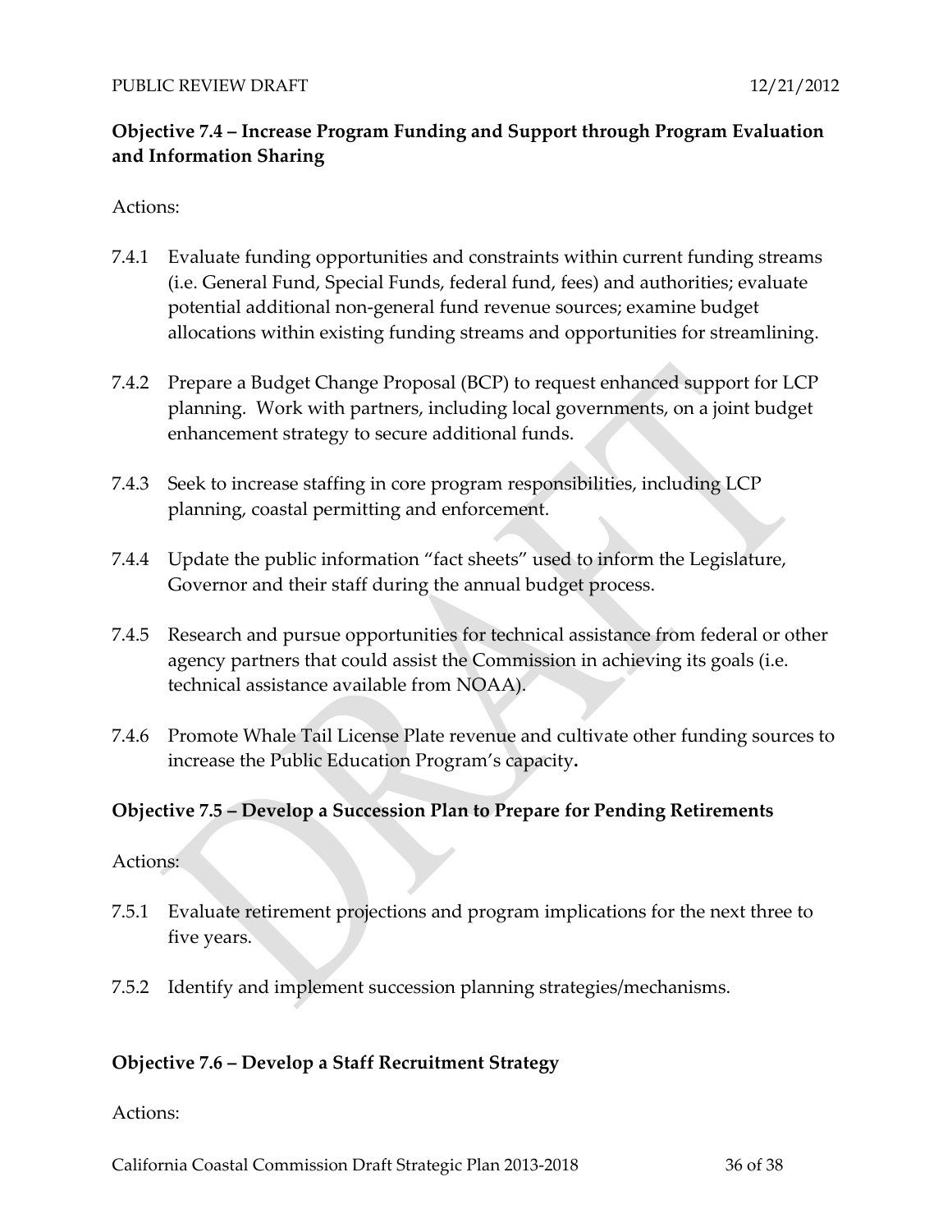**Objective 7.4 – Increase Program Funding and Support through Program Evaluation and Information Sharing**

Actions:

7.4.1 Evaluate funding opportunities and constraints within current funding streams (i.e. General Fund, Special Funds, federal fund, fees) and authorities; evaluate potential additional non-general fund revenue sources; examine budget allocations within existing funding streams and opportunities for streamlining.

7.4.2 Prepare a Budget Change Proposal (BCP) to request enhanced support for LCP planning. Work with partners, including local governments, on a joint budget enhancement strategy to secure additional funds.

7.4.3 Seek to increase staffing in core program responsibilities, including LCP planning, coastal permitting and enforcement.

7.4.4 Update the public information "fact sheets" used to inform the Legislature, Governor and their staff during the annual budget process.

7.4.5 Research and pursue opportunities for technical assistance from federal or other agency partners that could assist the Commission in achieving its goals (i.e. technical assistance available from NOAA).

7.4.6 Promote Whale Tail License Plate revenue and cultivate other funding sources to increase the Public Education Program's capacity.

**Objective 7.5 – Develop a Succession Plan to Prepare for Pending Retirements**

Actions:

7.5.1 Evaluate retirement projections and program implications for the next three to five years.

7.5.2 Identify and implement succession planning strategies/mechanisms.

**Objective 7.6 – Develop a Staff Recruitment Strategy**

Actions: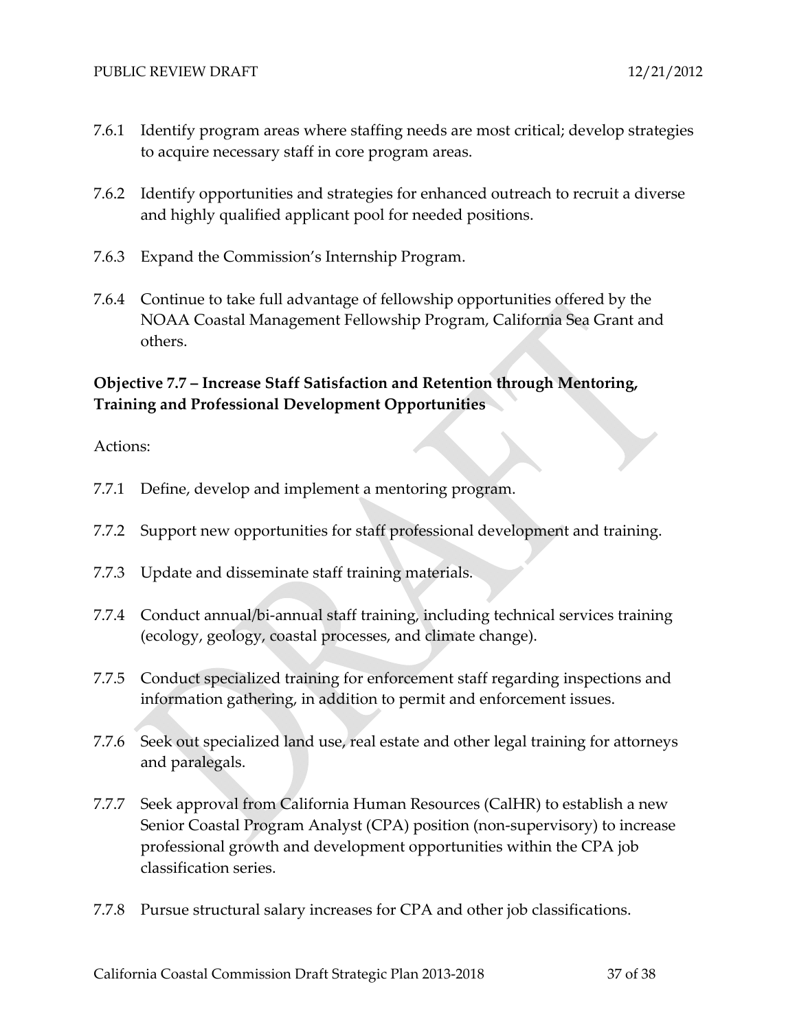7.6.1 Identify program areas where staffing needs are most critical; develop strategies to acquire necessary staff in core program areas.

7.6.2 Identify opportunities and strategies for enhanced outreach to recruit a diverse and highly qualified applicant pool for needed positions.

7.6.3 Expand the Commission's Internship Program.

7.6.4 Continue to take full advantage of fellowship opportunities offered by the NOAA Coastal Management Fellowship Program, California Sea Grant and others.

**Objective 7.7 – Increase Staff Satisfaction and Retention through Mentoring, Training and Professional Development Opportunities**

Actions:

7.7.1 Define, develop and implement a mentoring program.

7.7.2 Support new opportunities for staff professional development and training.

7.7.3 Update and disseminate staff training materials.

7.7.4 Conduct annual/bi-annual staff training, including technical services training (ecology, geology, coastal processes, and climate change).

7.7.5 Conduct specialized training for enforcement staff regarding inspections and information gathering, in addition to permit and enforcement issues.

7.7.6 Seek out specialized land use, real estate and other legal training for attorneys and paralegals.

7.7.7 Seek approval from California Human Resources (CalHR) to establish a new Senior Coastal Program Analyst (CPA) position (non-supervisory) to increase professional growth and development opportunities within the CPA job classification series.

7.7.8 Pursue structural salary increases for CPA and other job classifications.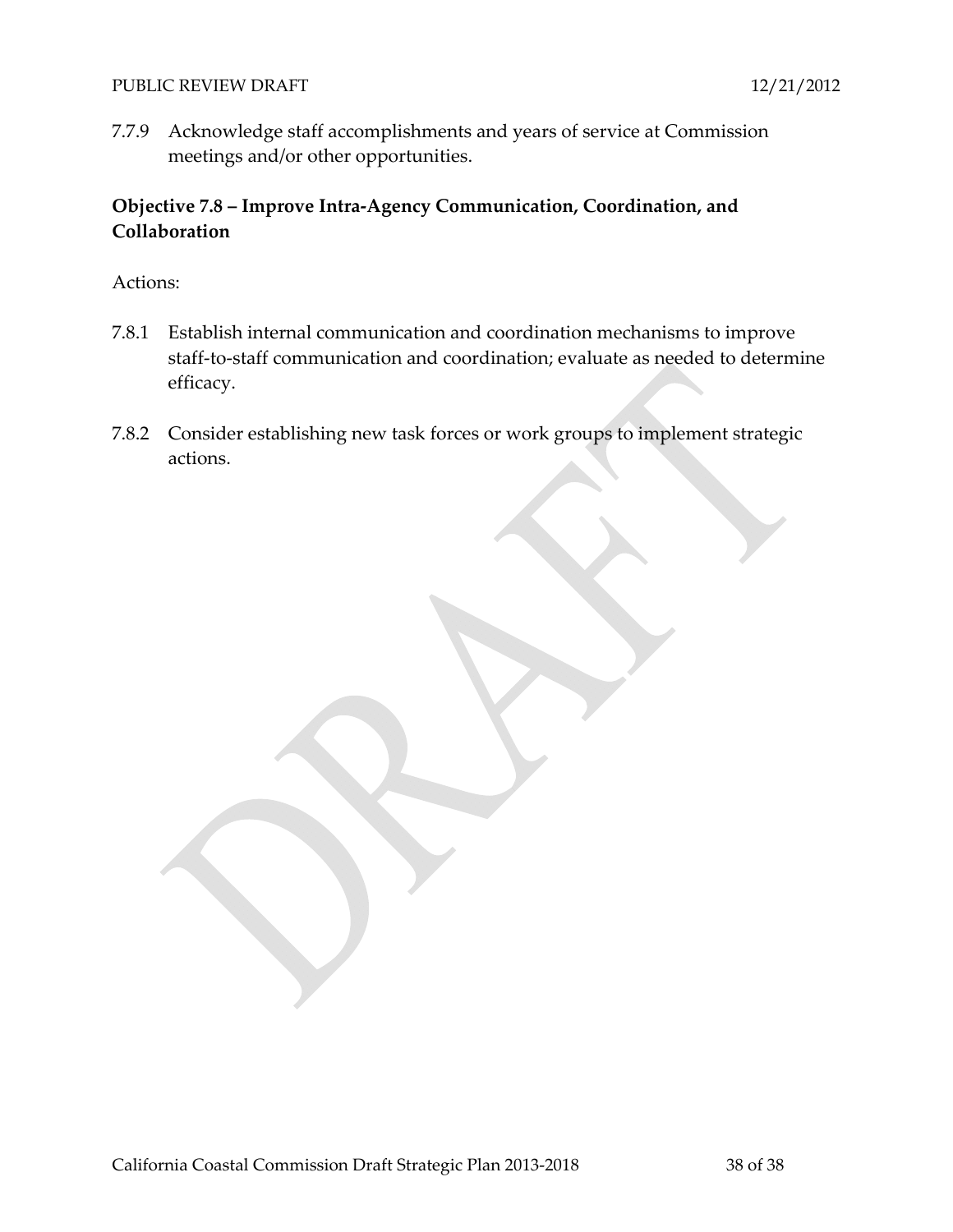7.7.9 Acknowledge staff accomplishments and years of service at Commission meetings and/or other opportunities.

**Objective 7.8 – Improve Intra-Agency Communication, Coordination, and Collaboration**

Actions:

7.8.1 Establish internal communication and coordination mechanisms to improve staff-to-staff communication and coordination; evaluate as needed to determine efficacy.

7.8.2 Consider establishing new task forces or work groups to implement strategic actions.